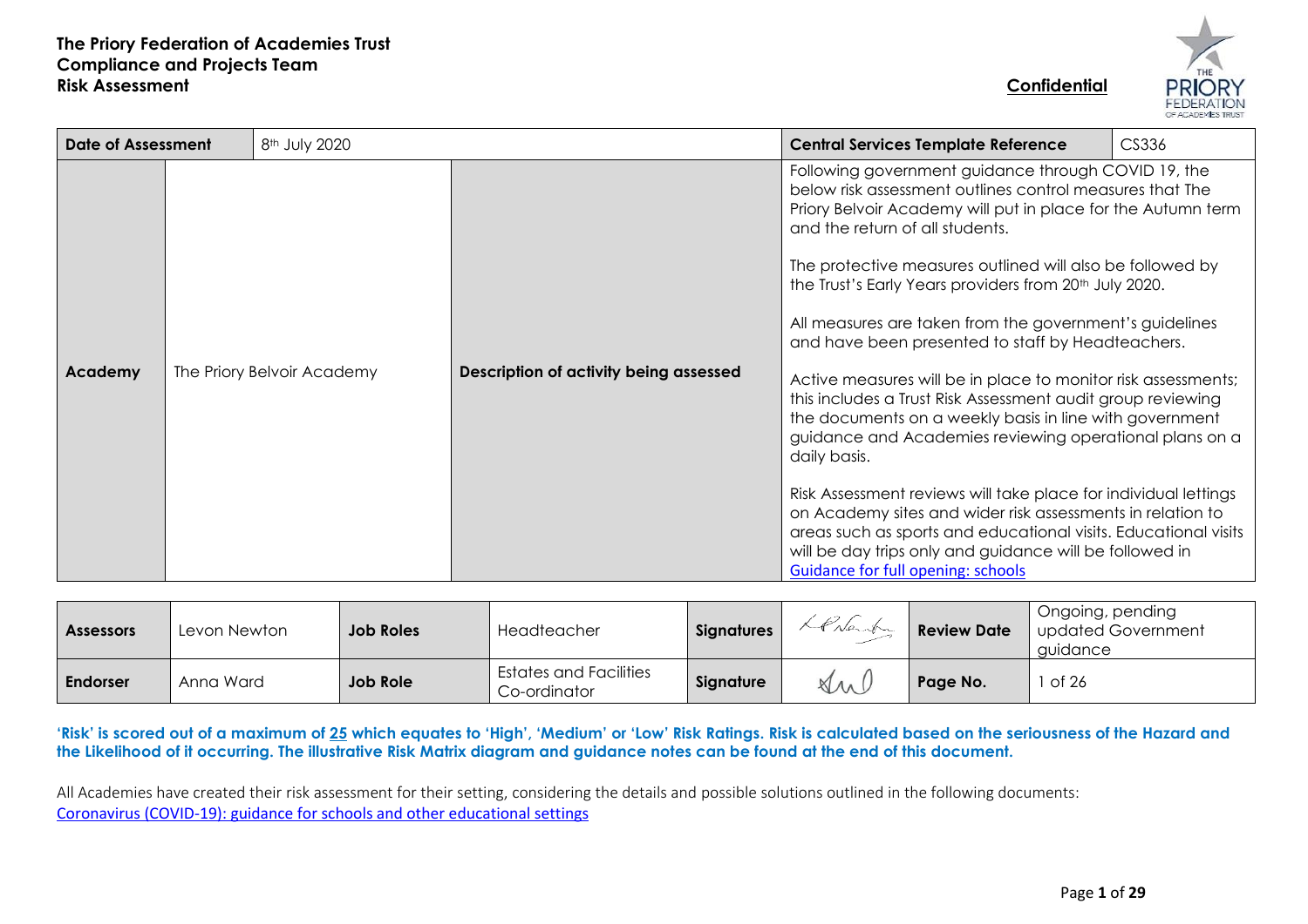**The Priory Federation of Academies Trust**
**Compliance and Projects Team**
**Risk Assessment**

**Confidential**

| **Date of Assessment** | 8th July 2020 | | **Central Services Template Reference** | CS336 |
|---|---|---|---|---|
| **Academy** | The Priory Belvoir Academy | **Description of activity being assessed** | Following government guidance through COVID 19, the below risk assessment outlines control measures that The Priory Belvoir Academy will put in place for the Autumn term and the return of all students.<br><br>The protective measures outlined will also be followed by the Trust's Early Years providers from 20th July 2020.<br><br>All measures are taken from the government's guidelines and have been presented to staff by Headteachers.<br><br>Active measures will be in place to monitor risk assessments; this includes a Trust Risk Assessment audit group reviewing the documents on a weekly basis in line with government guidance and Academies reviewing operational plans on a daily basis.<br><br>Risk Assessment reviews will take place for individual lettings on Academy sites and wider risk assessments in relation to areas such as sports and educational visits. Educational visits will be day trips only and guidance will be followed in [Guidance for full opening: schools]() | |

| **Assessors** | Levon Newton | **Job Roles** | Headteacher | **Signatures** | (signature) | **Review Date** | Ongoing, pending updated Government guidance |
|---|---|---|---|---|---|---|---|
| **Endorser** | Anna Ward | **Job Role** | Estates and Facilities Co-ordinator | **Signature** | (signature) | **Page No.** | 1 of 26 |

**'Risk' is scored out of a maximum of 25 which equates to 'High', 'Medium' or 'Low' Risk Ratings. Risk is calculated based on the seriousness of the Hazard and the Likelihood of it occurring. The illustrative Risk Matrix diagram and guidance notes can be found at the end of this document.**

All Academies have created their risk assessment for their setting, considering the details and possible solutions outlined in the following documents:
[Coronavirus (COVID-19): guidance for schools and other educational settings]()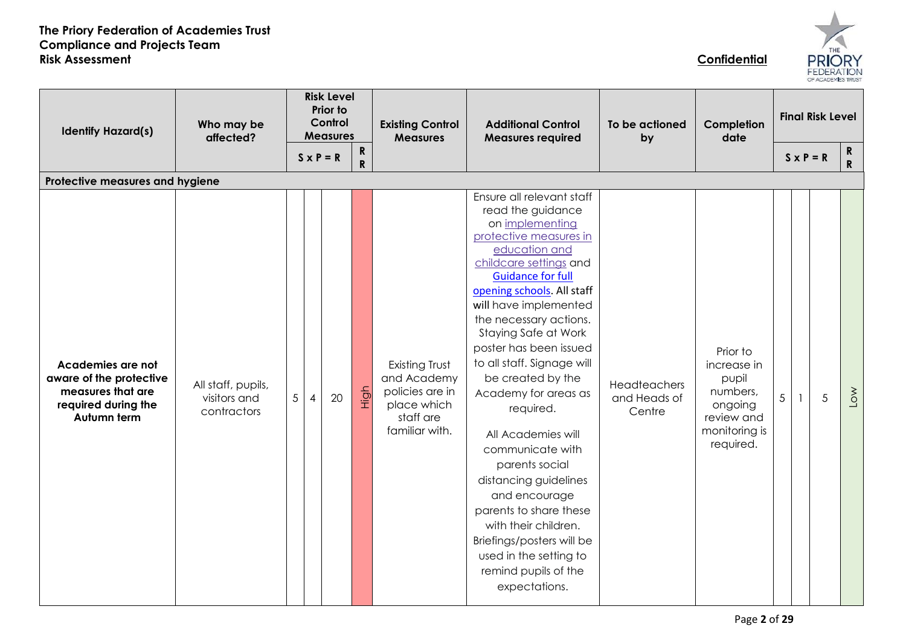**The Priory Federation of Academies Trust**
**Compliance and Projects Team**
**Risk Assessment**

**Confidential**

| Identify Hazard(s) | Who may be affected? | Risk Level Prior to Control Measures | | | | Existing Control Measures | Additional Control Measures required | To be actioned by | Completion date | Final Risk Level | | | |
|---|---|---|---|---|---|---|---|---|---|---|---|---|---|
| | | S | P | R | RR | | | | | S | P | R | RR |
| **Protective measures and hygiene** | | | | | | | | | | | | | |
| **Academies are not aware of the protective measures that are required during the Autumn term** | All staff, pupils, visitors and contractors | 5 | 4 | 20 | High | Existing Trust and Academy policies are in place which staff are familiar with. | Ensure all relevant staff read the guidance on implementing protective measures in education and childcare settings and Guidance for full opening schools. All staff will have implemented the necessary actions. Staying Safe at Work poster has been issued to all staff. Signage will be created by the Academy for areas as required. All Academies will communicate with parents social distancing guidelines and encourage parents to share these with their children. Briefings/posters will be used in the setting to remind pupils of the expectations. | Headteachers and Heads of Centre | Prior to increase in pupil numbers, ongoing review and monitoring is required. | 5 | 1 | 5 | Low |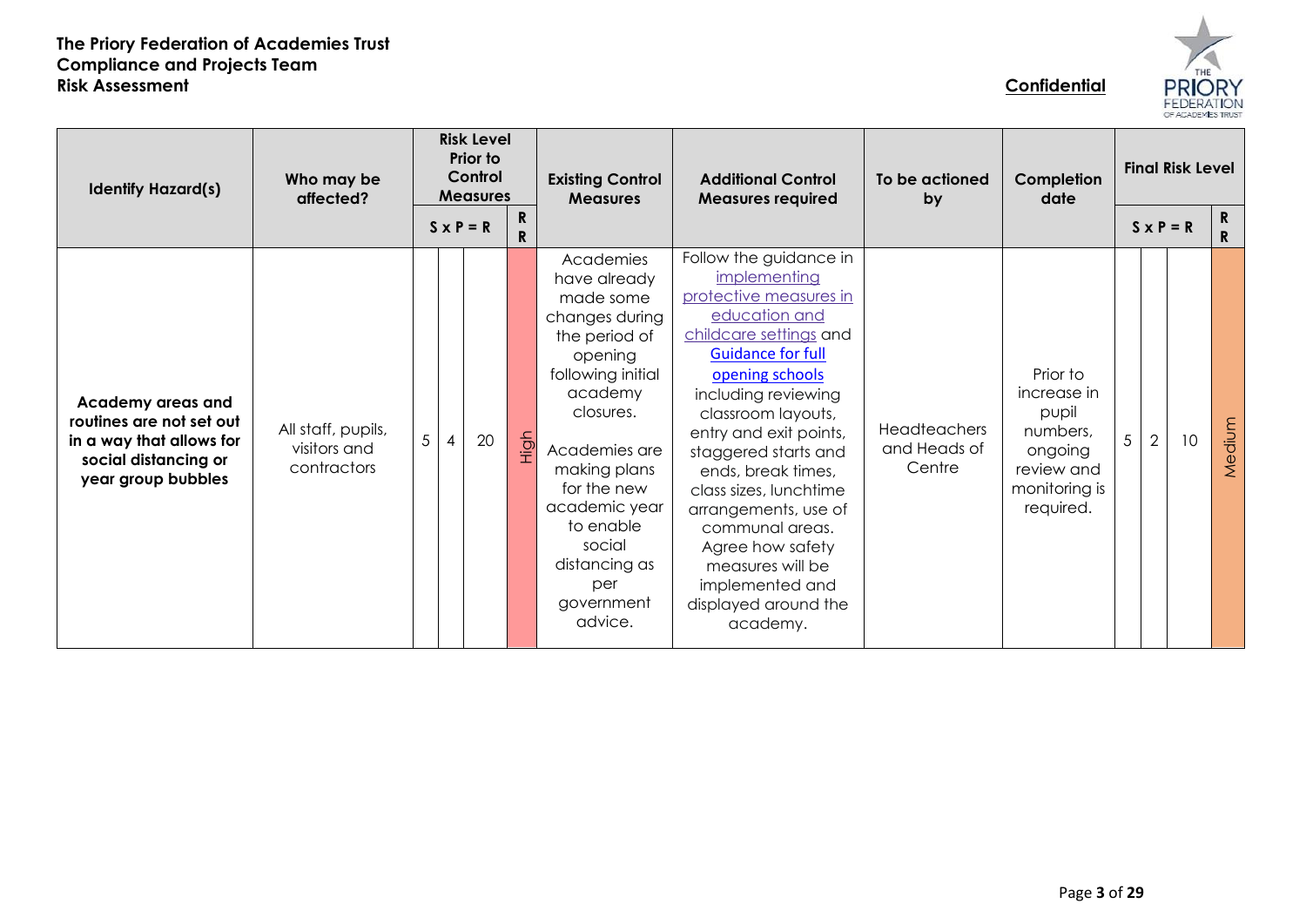**The Priory Federation of Academies Trust**
**Compliance and Projects Team**
**Risk Assessment**

**Confidential**

| Identify Hazard(s) | Who may be affected? | Risk Level Prior to Control Measures | | | | Existing Control Measures | Additional Control Measures required | To be actioned by | Completion date | Final Risk Level | | | |
|---|---|---|---|---|---|---|---|---|---|---|---|---|---|
| | | S | P | R | RR | | | | | S | P | R | RR |
| **Academy areas and routines are not set out in a way that allows for social distancing or year group bubbles** | All staff, pupils, visitors and contractors | 5 | 4 | 20 | High | Academies have already made some changes during the period of opening following initial academy closures. Academies are making plans for the new academic year to enable social distancing as per government advice. | Follow the guidance in [implementing protective measures in education and childcare settings]() and [Guidance for full opening schools]() including reviewing classroom layouts, entry and exit points, staggered starts and ends, break times, class sizes, lunchtime arrangements, use of communal areas. Agree how safety measures will be implemented and displayed around the academy. | Headteachers and Heads of Centre | Prior to increase in pupil numbers, ongoing review and monitoring is required. | 5 | 2 | 10 | Medium |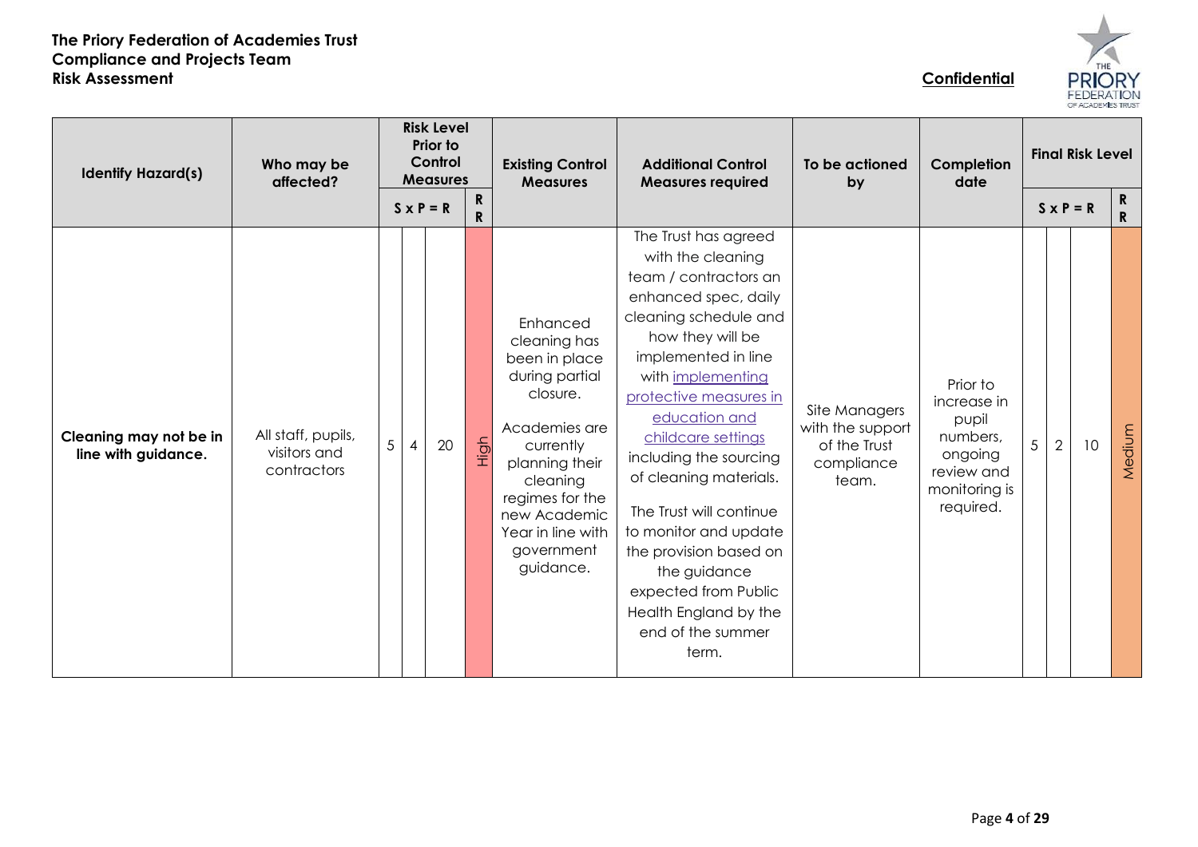**The Priory Federation of Academies Trust**
**Compliance and Projects Team**
**Risk Assessment**

**Confidential**

| Identify Hazard(s) | Who may be affected? | Risk Level Prior to Control Measures | | | | Existing Control Measures | Additional Control Measures required | To be actioned by | Completion date | Final Risk Level | | | |
|---|---|---|---|---|---|---|---|---|---|---|---|---|---|
| | | S | x P | = R | RR | | | | | S | x P | = R | RR |
| **Cleaning may not be in line with guidance.** | All staff, pupils, visitors and contractors | 5 | 4 | 20 | High | Enhanced cleaning has been in place during partial closure. Academies are currently planning their cleaning regimes for the new Academic Year in line with government guidance. | The Trust has agreed with the cleaning team / contractors an enhanced spec, daily cleaning schedule and how they will be implemented in line with implementing protective measures in education and childcare settings including the sourcing of cleaning materials. The Trust will continue to monitor and update the provision based on the guidance expected from Public Health England by the end of the summer term. | Site Managers with the support of the Trust compliance team. | Prior to increase in pupil numbers, ongoing review and monitoring is required. | 5 | 2 | 10 | Medium |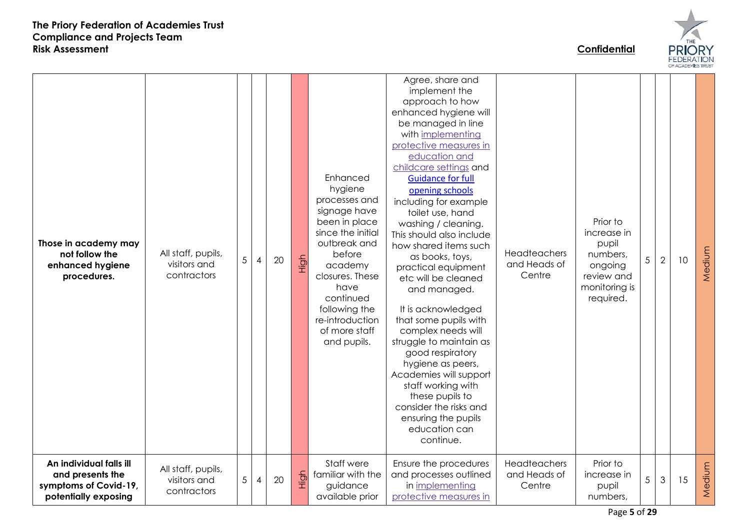| Those in academy may not follow the enhanced hygiene procedures. | All staff, pupils, visitors and contractors | 5 | 4 | 20 | High | Enhanced hygiene processes and signage have been in place since the initial outbreak and before academy closures. These have continued following the re-introduction of more staff and pupils. | Agree, share and implement the approach to how enhanced hygiene will be managed in line with implementing protective measures in education and childcare settings and Guidance for full opening schools including for example toilet use, hand washing / cleaning. This should also include how shared items such as books, toys, practical equipment etc will be cleaned and managed.<br><br>It is acknowledged that some pupils with complex needs will struggle to maintain as good respiratory hygiene as peers, Academies will support staff working with these pupils to consider the risks and ensuring the pupils education can continue. | Headteachers and Heads of Centre | Prior to increase in pupil numbers, ongoing review and monitoring is required. | 5 | 2 | 10 | Medium |
|---|---|---|---|---|---|---|---|---|---|---|---|---|---|
| **An individual falls ill and presents the symptoms of Covid-19, potentially exposing** | All staff, pupils, visitors and contractors | 5 | 4 | 20 | High | Staff were familiar with the guidance available prior | Ensure the procedures and processes outlined in implementing protective measures in | Headteachers and Heads of Centre | Prior to increase in pupil numbers, | 5 | 3 | 15 | Medium |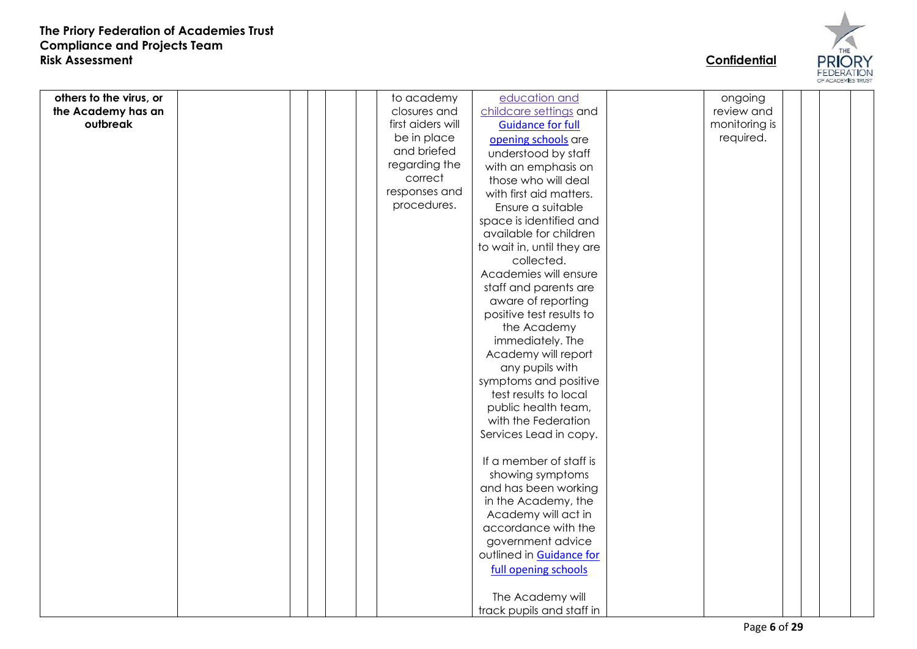| | | | | | | | | | | | | |
|---|---|---|---|---|---|---|---|---|---|---|---|---|
| **others to the virus, or the Academy has an outbreak** | | | | | to academy closures and first aiders will be in place and briefed regarding the correct responses and procedures. | education and childcare settings and Guidance for full opening schools are understood by staff with an emphasis on those who will deal with first aid matters. Ensure a suitable space is identified and available for children to wait in, until they are collected. Academies will ensure staff and parents are aware of reporting positive test results to the Academy immediately. The Academy will report any pupils with symptoms and positive test results to local public health team, with the Federation Services Lead in copy.<br><br>If a member of staff is showing symptoms and has been working in the Academy, the Academy will act in accordance with the government advice outlined in Guidance for full opening schools<br><br>The Academy will track pupils and staff in | | ongoing review and monitoring is required. | | | | |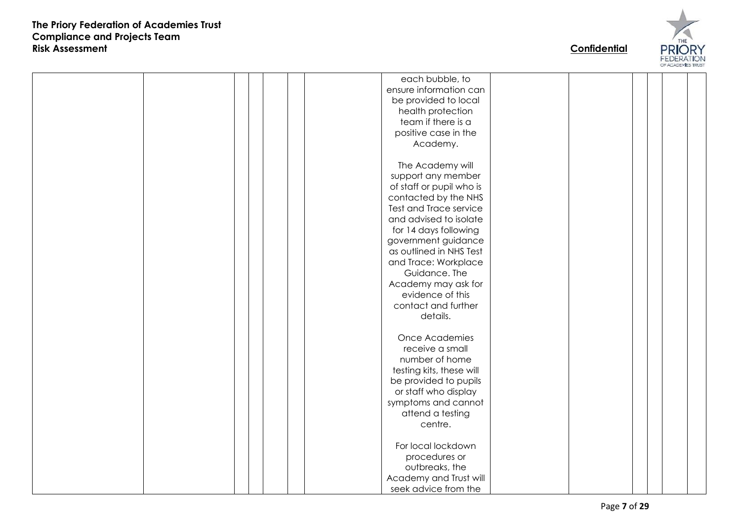| | | | | | | | | | | | | |
|---|---|---|---|---|---|---|---|---|---|---|---|---|
| | | | | | | each bubble, to ensure information can be provided to local health protection team if there is a positive case in the Academy.<br><br>The Academy will support any member of staff or pupil who is contacted by the NHS Test and Trace service and advised to isolate for 14 days following government guidance as outlined in NHS Test and Trace: Workplace Guidance. The Academy may ask for evidence of this contact and further details.<br><br>Once Academies receive a small number of home testing kits, these will be provided to pupils or staff who display symptoms and cannot attend a testing centre.<br><br>For local lockdown procedures or outbreaks, the Academy and Trust will seek advice from the | | | | | | |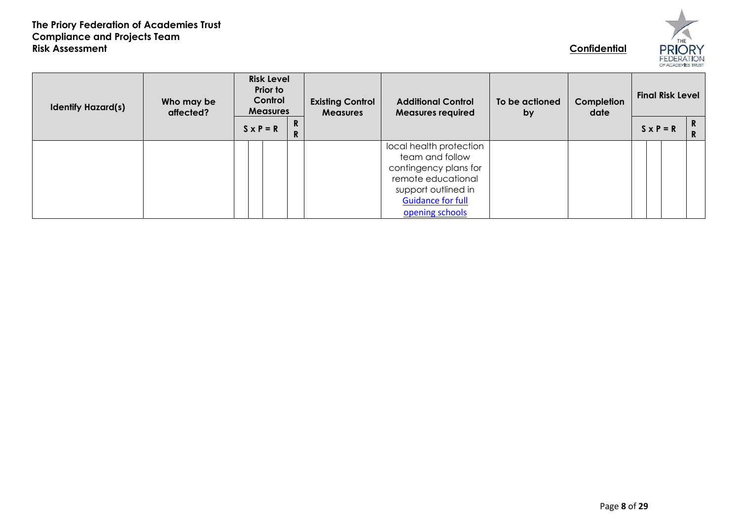| Identify Hazard(s) | Who may be affected? | Risk Level Prior to Control Measures | | | | Existing Control Measures | Additional Control Measures required | To be actioned by | Completion date | Final Risk Level | | | |
|---|---|---|---|---|---|---|---|---|---|---|---|---|---|
| | | S x P = R | | | RR | | | | | S x P = R | | | RR |
| | | | | | | | local health protection team and follow contingency plans for remote educational support outlined in [Guidance for full opening schools]() | | | | | | |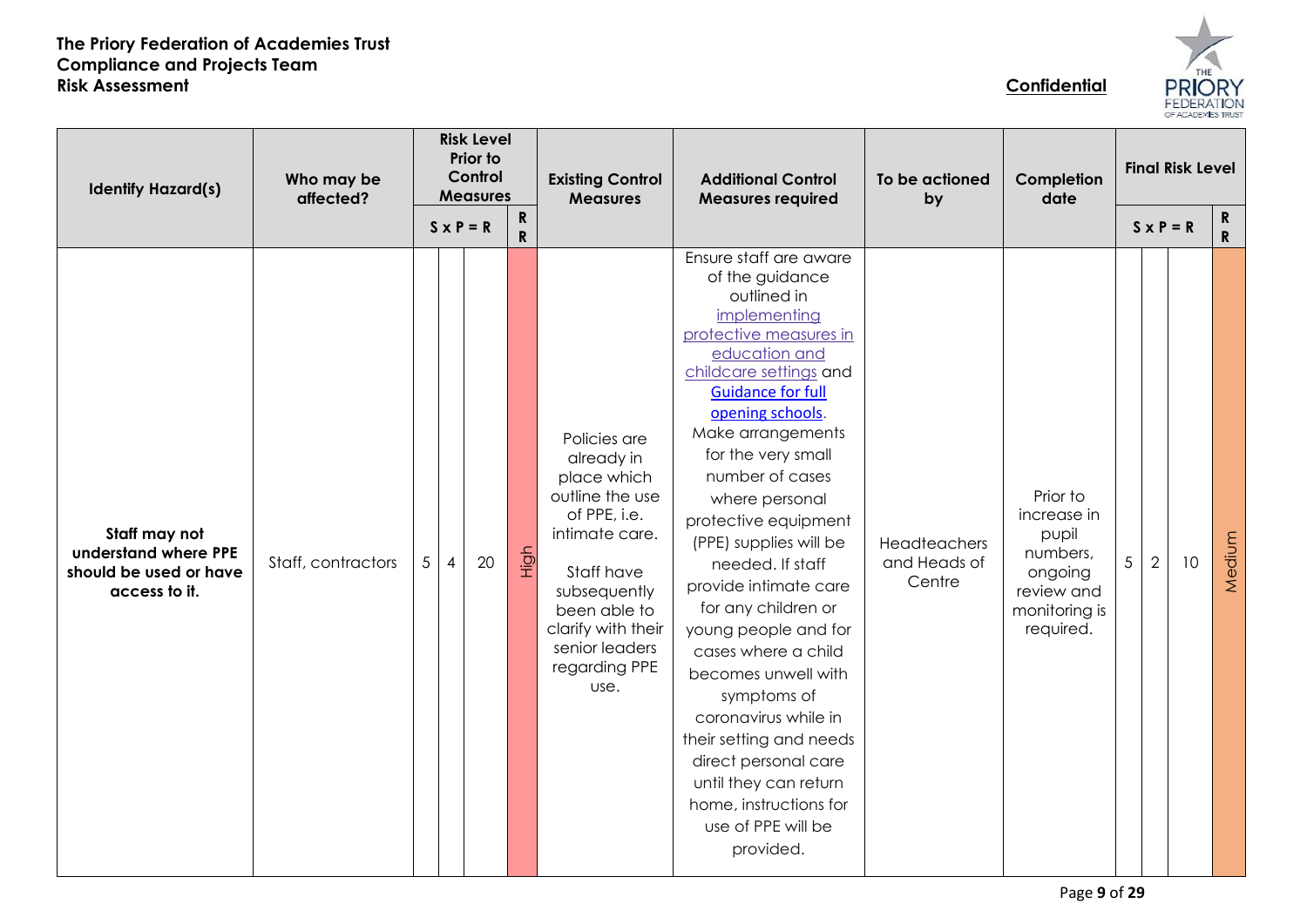**The Priory Federation of Academies Trust**
**Compliance and Projects Team**
**Risk Assessment**

**Confidential**

| Identify Hazard(s) | Who may be affected? | Risk Level Prior to Control Measures | | | | Existing Control Measures | Additional Control Measures required | To be actioned by | Completion date | Final Risk Level | | | |
|---|---|---|---|---|---|---|---|---|---|---|---|---|---|
| | | S | P | R | RR | | | | | S | P | R | RR |
| **Staff may not understand where PPE should be used or have access to it.** | Staff, contractors | 5 | 4 | 20 | High | Policies are already in place which outline the use of PPE, i.e. intimate care. Staff have subsequently been able to clarify with their senior leaders regarding PPE use. | Ensure staff are aware of the guidance outlined in implementing protective measures in education and childcare settings and Guidance for full opening schools. Make arrangements for the very small number of cases where personal protective equipment (PPE) supplies will be needed. If staff provide intimate care for any children or young people and for cases where a child becomes unwell with symptoms of coronavirus while in their setting and needs direct personal care until they can return home, instructions for use of PPE will be provided. | Headteachers and Heads of Centre | Prior to increase in pupil numbers, ongoing review and monitoring is required. | 5 | 2 | 10 | Medium |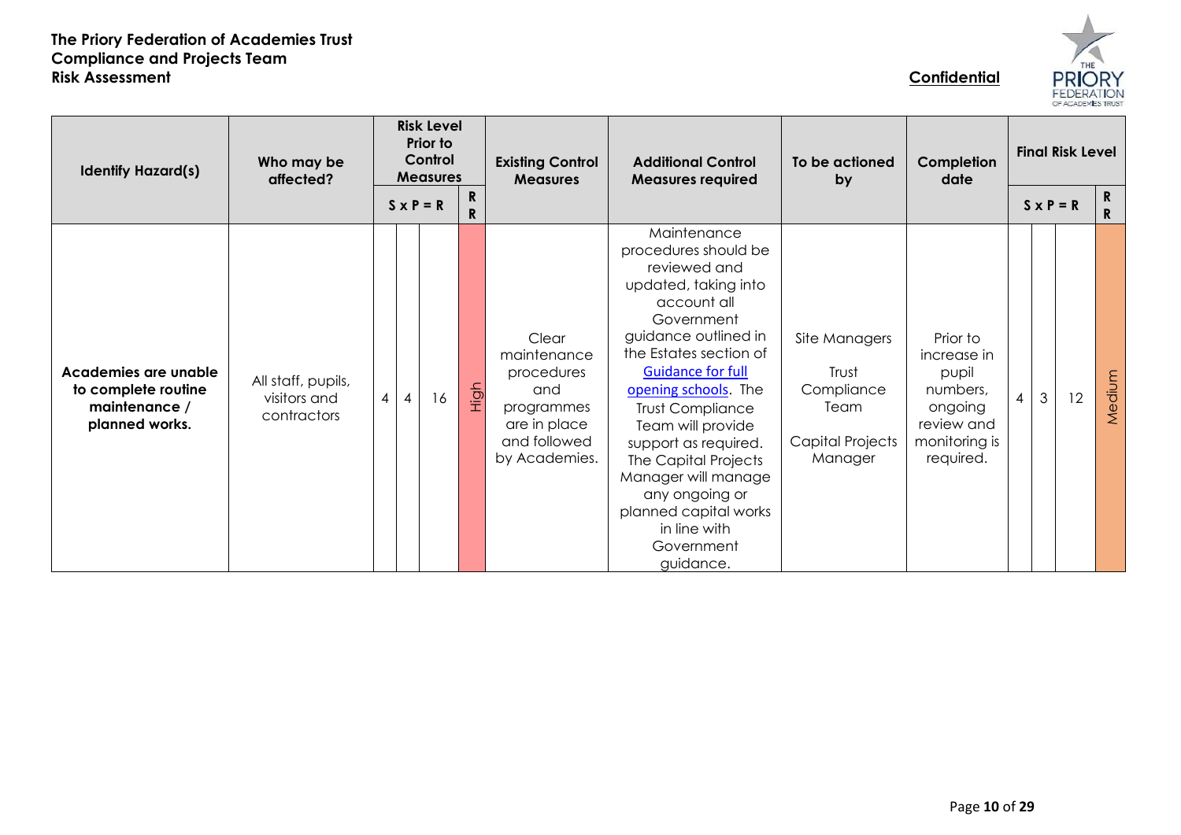**The Priory Federation of Academies Trust**
**Compliance and Projects Team**
**Risk Assessment**

**Confidential**

| Identify Hazard(s) | Who may be affected? | Risk Level Prior to Control Measures | | | | Existing Control Measures | Additional Control Measures required | To be actioned by | Completion date | Final Risk Level | | | |
|---|---|---|---|---|---|---|---|---|---|---|---|---|---|
| | | S | x P | = R | RR | | | | | S | x P | = R | RR |
| **Academies are unable to complete routine maintenance / planned works.** | All staff, pupils, visitors and contractors | 4 | 4 | 16 | High | Clear maintenance procedures and programmes are in place and followed by Academies. | Maintenance procedures should be reviewed and updated, taking into account all Government guidance outlined in the Estates section of [Guidance for full opening schools](). The Trust Compliance Team will provide support as required. The Capital Projects Manager will manage any ongoing or planned capital works in line with Government guidance. | Site Managers<br>Trust Compliance Team<br>Capital Projects Manager | Prior to increase in pupil numbers, ongoing review and monitoring is required. | 4 | 3 | 12 | Medium |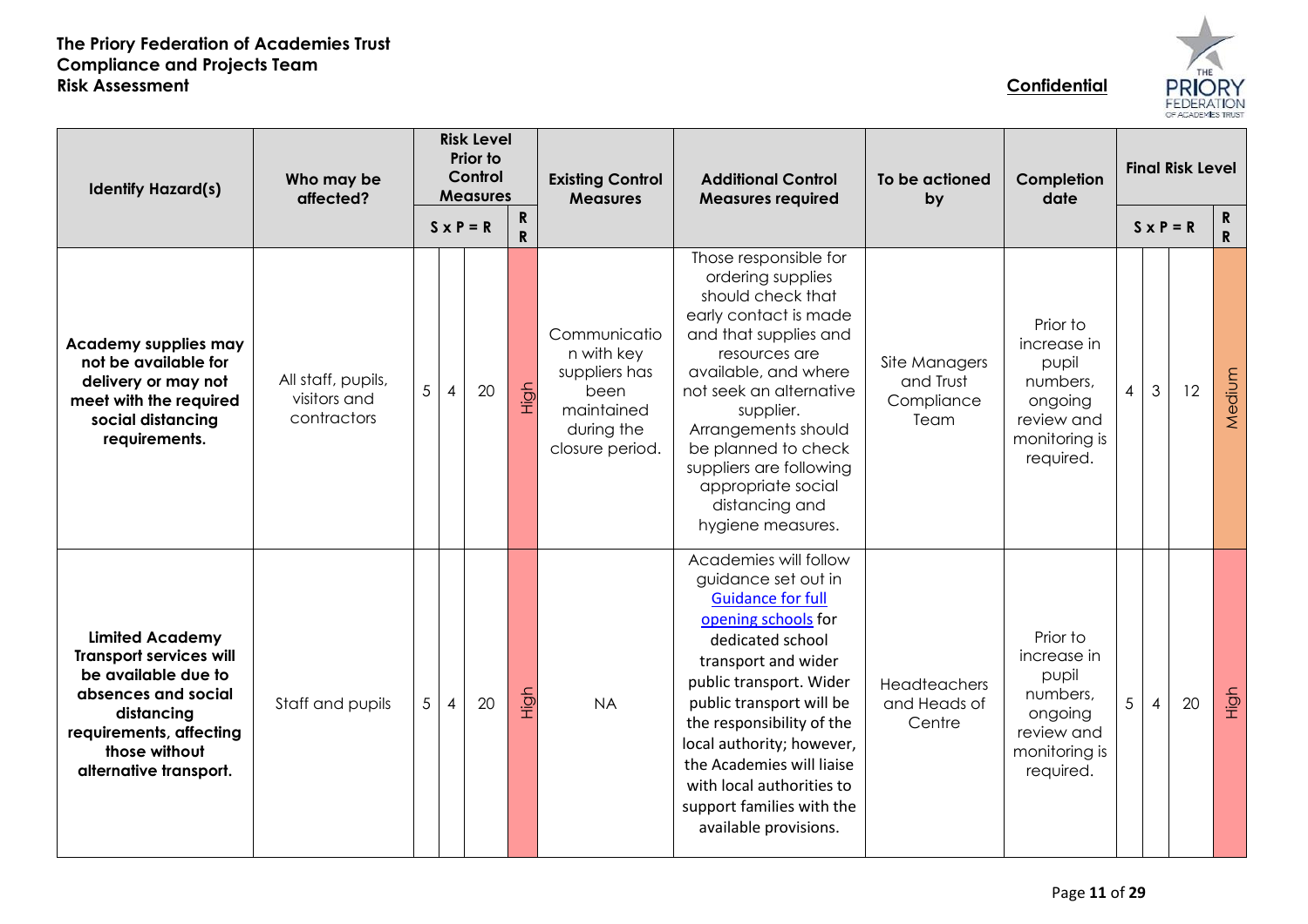**The Priory Federation of Academies Trust**
**Compliance and Projects Team**
**Risk Assessment**

**Confidential**

| Identify Hazard(s) | Who may be affected? | Risk Level Prior to Control Measures | | | | Existing Control Measures | Additional Control Measures required | To be actioned by | Completion date | Final Risk Level | | | |
|---|---|---|---|---|---|---|---|---|---|---|---|---|---|
| | | S | P | R | RR | | | | | S | P | R | RR |
| **Academy supplies may not be available for delivery or may not meet with the required social distancing requirements.** | All staff, pupils, visitors and contractors | 5 | 4 | 20 | High | Communication with key suppliers has been maintained during the closure period. | Those responsible for ordering supplies should check that early contact is made and that supplies and resources are available, and where not seek an alternative supplier. Arrangements should be planned to check suppliers are following appropriate social distancing and hygiene measures. | Site Managers and Trust Compliance Team | Prior to increase in pupil numbers, ongoing review and monitoring is required. | 4 | 3 | 12 | Medium |
| **Limited Academy Transport services will be available due to absences and social distancing requirements, affecting those without alternative transport.** | Staff and pupils | 5 | 4 | 20 | High | NA | Academies will follow guidance set out in [Guidance for full opening schools] for dedicated school transport and wider public transport. Wider public transport will be the responsibility of the local authority; however, the Academies will liaise with local authorities to support families with the available provisions. | Headteachers and Heads of Centre | Prior to increase in pupil numbers, ongoing review and monitoring is required. | 5 | 4 | 20 | High |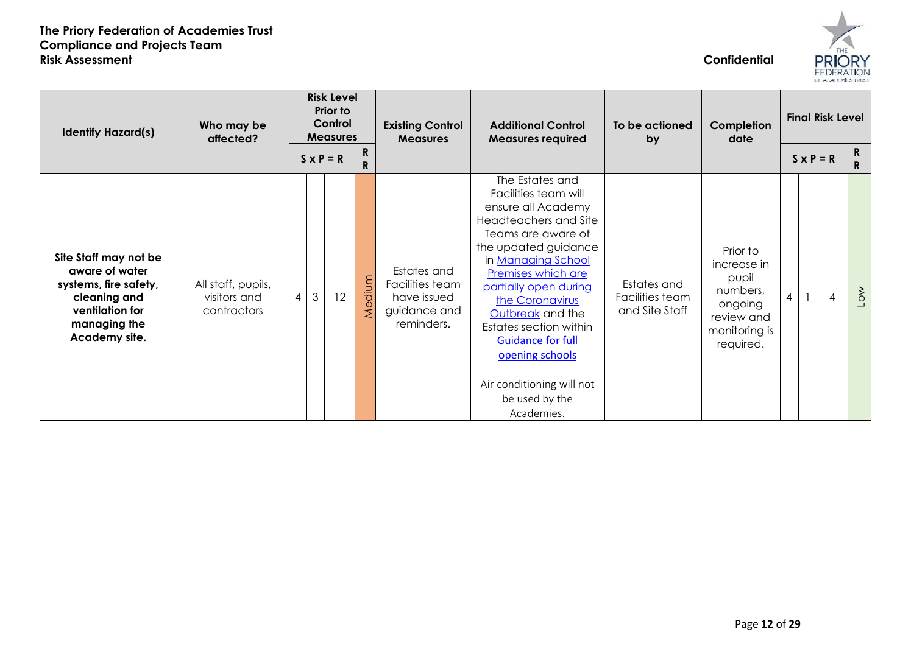**The Priory Federation of Academies Trust**
**Compliance and Projects Team**
**Risk Assessment**

**Confidential**

| Identify Hazard(s) | Who may be affected? | Risk Level Prior to Control Measures | | | | Existing Control Measures | Additional Control Measures required | To be actioned by | Completion date | Final Risk Level | | | |
|---|---|---|---|---|---|---|---|---|---|---|---|---|---|
| | | S | x P | = R | RR | | | | | S | x P | = R | RR |
| **Site Staff may not be aware of water systems, fire safety, cleaning and ventilation for managing the Academy site.** | All staff, pupils, visitors and contractors | 4 | 3 | 12 | Medium | Estates and Facilities team have issued guidance and reminders. | The Estates and Facilities team will ensure all Academy Headteachers and Site Teams are aware of the updated guidance in Managing School Premises which are partially open during the Coronavirus Outbreak and the Estates section within Guidance for full opening schools<br><br>Air conditioning will not be used by the Academies. | Estates and Facilities team and Site Staff | Prior to increase in pupil numbers, ongoing review and monitoring is required. | 4 | 1 | 4 | Low |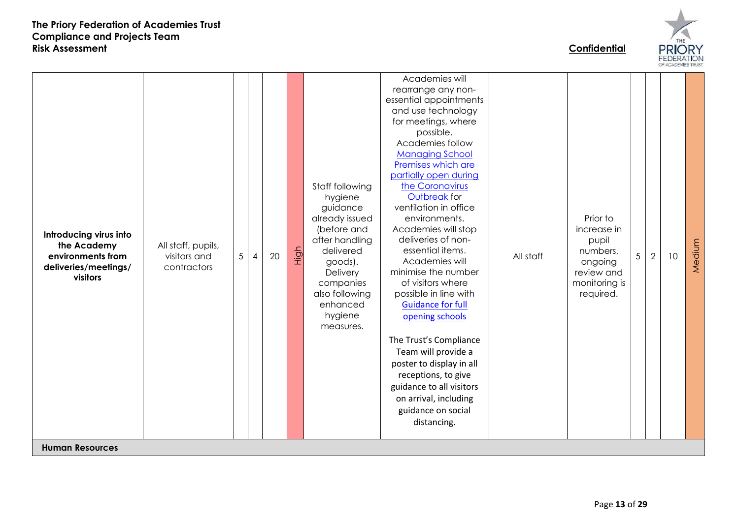| Introducing virus into the Academy environments from deliveries/meetings/ visitors | All staff, pupils, visitors and contractors | 5 | 4 | 20 | High | Staff following hygiene guidance already issued (before and after handling delivered goods). Delivery companies also following enhanced hygiene measures. | Academies will rearrange any non-essential appointments and use technology for meetings, where possible. Academies follow [Managing School Premises which are partially open during the Coronavirus Outbreak](#) for ventilation in office environments. Academies will stop deliveries of non-essential items. Academies will minimise the number of visitors where possible in line with [Guidance for full opening schools](#) <br><br> The Trust's Compliance Team will provide a poster to display in all receptions, to give guidance to all visitors on arrival, including guidance on social distancing. | All staff | Prior to increase in pupil numbers, ongoing review and monitoring is required. | 5 | 2 | 10 | Medium |
|---|---|---|---|---|---|---|---|---|---|---|---|---|---|
| **Human Resources** | | | | | | | | | | | | | |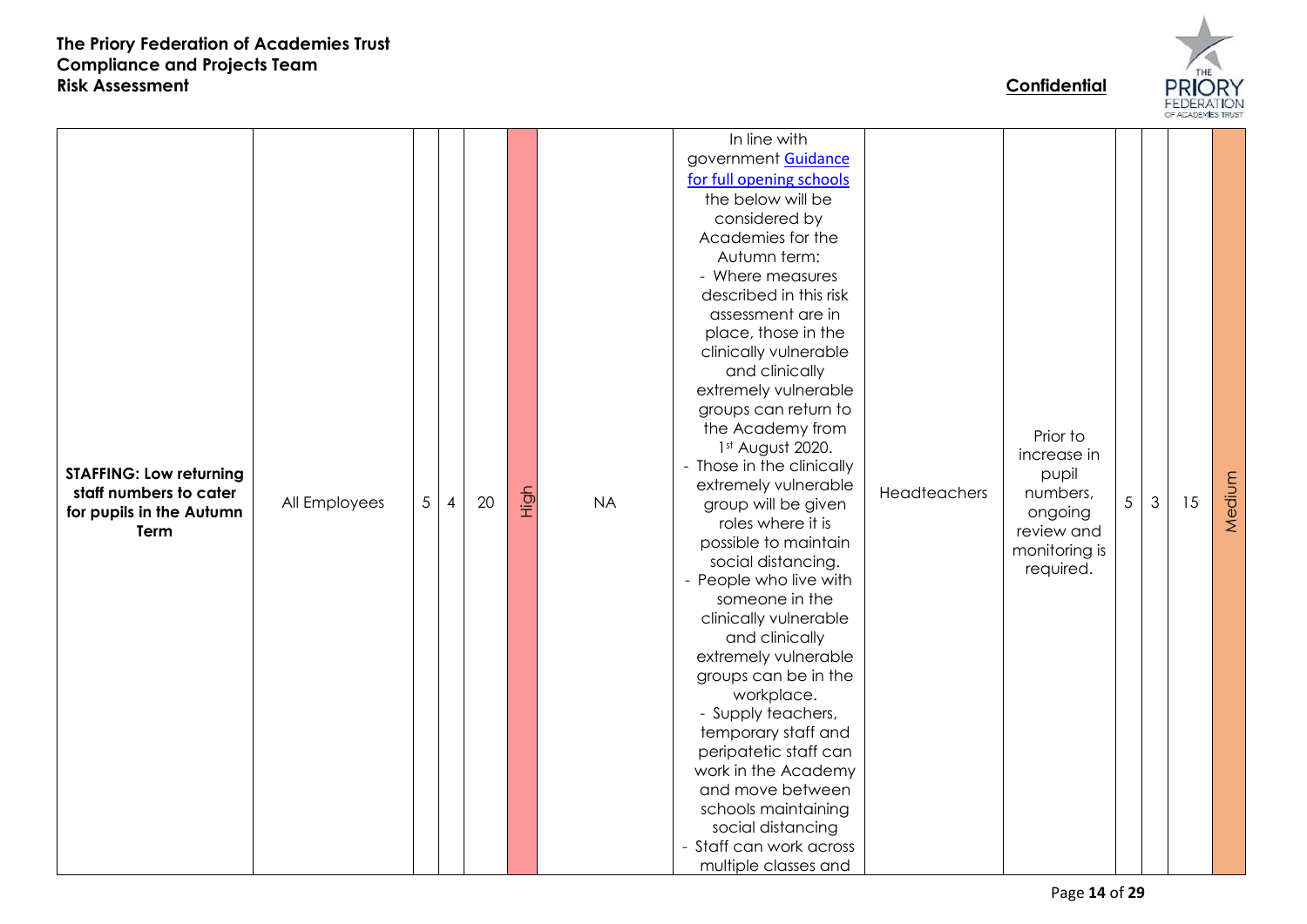| STAFFING: Low returning staff numbers to cater for pupils in the Autumn Term | All Employees | 5 | 4 | 20 | High | NA | In line with government [Guidance for full opening schools](#) the below will be considered by Academies for the Autumn term:<br>- Where measures described in this risk assessment are in place, those in the clinically vulnerable and clinically extremely vulnerable groups can return to the Academy from 1st August 2020.<br>- Those in the clinically extremely vulnerable group will be given roles where it is possible to maintain social distancing.<br>- People who live with someone in the clinically vulnerable and clinically extremely vulnerable groups can be in the workplace.<br>- Supply teachers, temporary staff and peripatetic staff can work in the Academy and move between schools maintaining social distancing<br>- Staff can work across multiple classes and | Headteachers | Prior to increase in pupil numbers, ongoing review and monitoring is required. | 5 | 3 | 15 | Medium |
|---|---|---|---|---|---|---|---|---|---|---|---|---|---|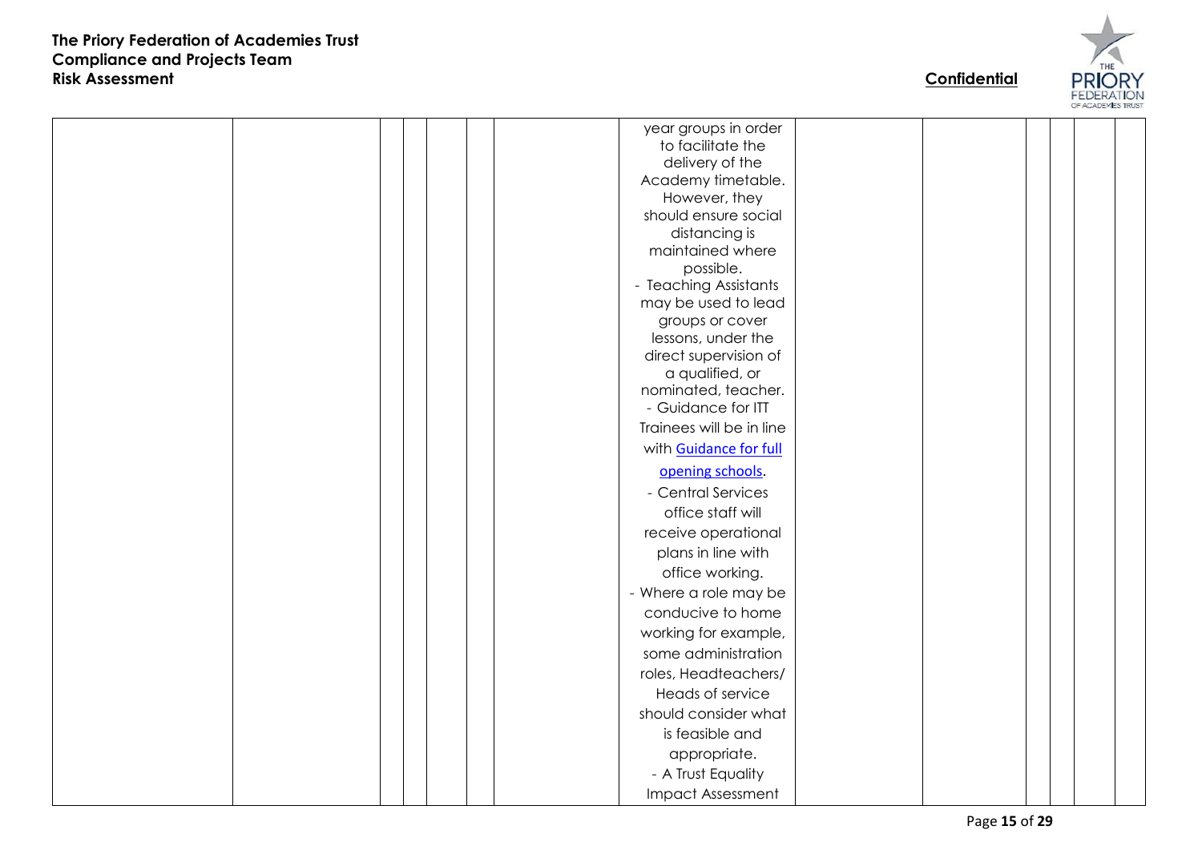| | | | | | | | | | | | | |
|---|---|---|---|---|---|---|---|---|---|---|---|---|
| | | | | | | year groups in order to facilitate the delivery of the Academy timetable. However, they should ensure social distancing is maintained where possible.<br>- Teaching Assistants may be used to lead groups or cover lessons, under the direct supervision of a qualified, or nominated, teacher.<br>- Guidance for ITT Trainees will be in line with [Guidance for full opening schools](#).<br>- Central Services office staff will receive operational plans in line with office working.<br>- Where a role may be conducive to home working for example, some administration roles, Headteachers/ Heads of service should consider what is feasible and appropriate.<br>- A Trust Equality Impact Assessment | | | | | | |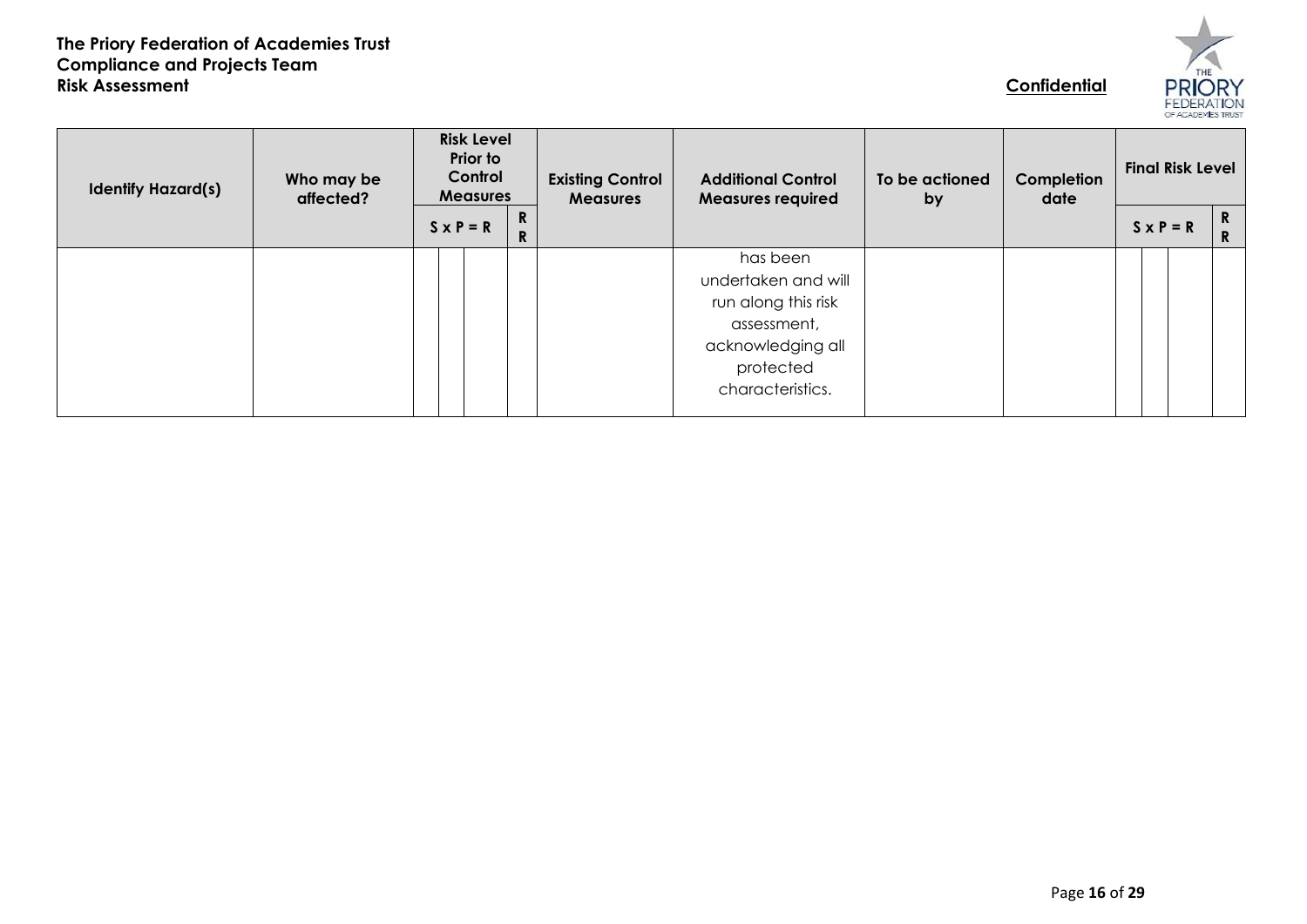| Identify Hazard(s) | Who may be affected? | Risk Level Prior to Control Measures | | | | Existing Control Measures | Additional Control Measures required | To be actioned by | Completion date | Final Risk Level | | | |
|---|---|---|---|---|---|---|---|---|---|---|---|---|---|
| | | S x P = R | | | RR | | | | | S x P = R | | | RR |
| | | | | | | | has been undertaken and will run along this risk assessment, acknowledging all protected characteristics. | | | | | | |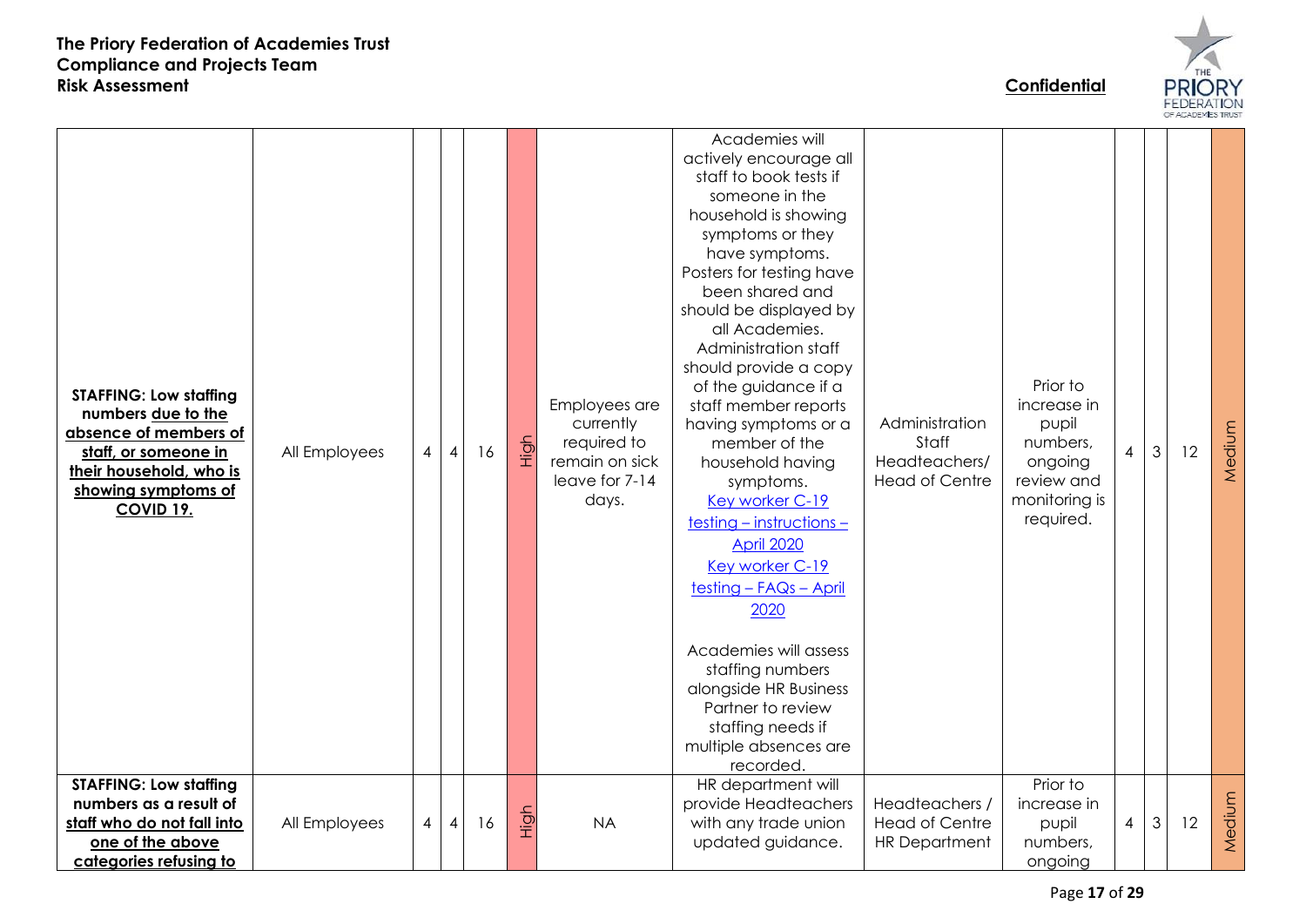| | | | | | | | | | | | | | |
|---|---|---|---|---|---|---|---|---|---|---|---|---|---|
| **STAFFING: Low staffing numbers <u>due to the absence of members of staff, or someone in their household, who is showing symptoms of COVID 19.</u>** | All Employees | 4 | 4 | 16 | High | Employees are currently required to remain on sick leave for 7-14 days. | Academies will actively encourage all staff to book tests if someone in the household is showing symptoms or they have symptoms. Posters for testing have been shared and should be displayed by all Academies. Administration staff should provide a copy of the guidance if a staff member reports having symptoms or a member of the household having symptoms. [Key worker C-19 testing – instructions – April 2020] [Key worker C-19 testing – FAQs – April 2020]<br><br>Academies will assess staffing numbers alongside HR Business Partner to review staffing needs if multiple absences are recorded. | Administration Staff Headteachers/ Head of Centre | Prior to increase in pupil numbers, ongoing review and monitoring is required. | 4 | 3 | 12 | Medium |
| **STAFFING: Low staffing numbers as a result of <u>staff who do not fall into one of the above categories refusing to</u>** | All Employees | 4 | 4 | 16 | High | NA | HR department will provide Headteachers with any trade union updated guidance. | Headteachers / Head of Centre HR Department | Prior to increase in pupil numbers, ongoing | 4 | 3 | 12 | Medium |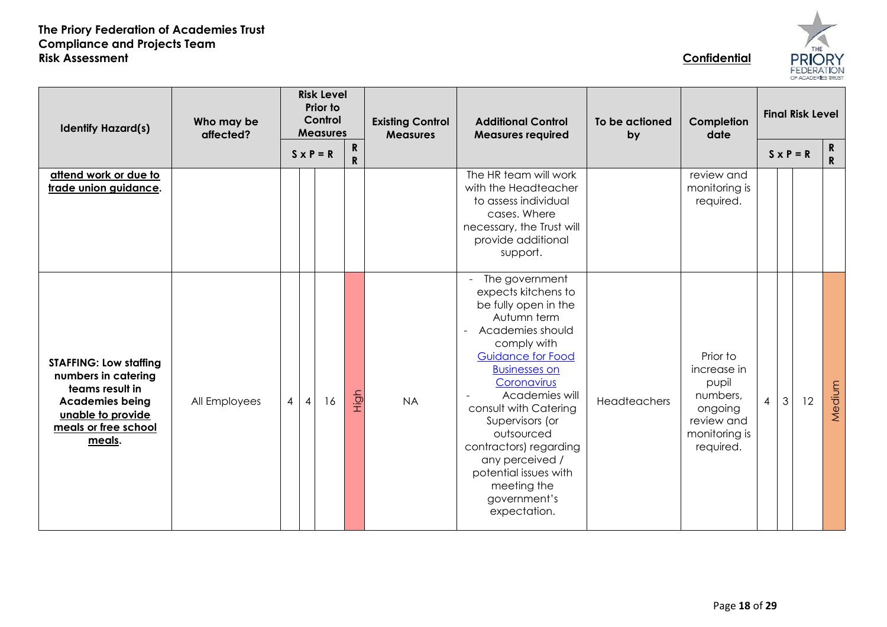**The Priory Federation of Academies Trust**
**Compliance and Projects Team**
**Risk Assessment**

**Confidential**

| Identify Hazard(s) | Who may be affected? | Risk Level Prior to Control Measures | | | | Existing Control Measures | Additional Control Measures required | To be actioned by | Completion date | Final Risk Level | | | |
|---|---|---|---|---|---|---|---|---|---|---|---|---|---|
| | | S | x P | = R | RR | | | | | S | x P | = R | RR |
| **attend work or due to trade union guidance**. | | | | | | | The HR team will work with the Headteacher to assess individual cases. Where necessary, the Trust will provide additional support. | | review and monitoring is required. | | | | |
| **STAFFING: Low staffing numbers in catering teams result in Academies being unable to provide meals or free school meals**. | All Employees | 4 | 4 | 16 | High | NA | - The government expects kitchens to be fully open in the Autumn term<br>- Academies should comply with [Guidance for Food Businesses on Coronavirus]<br>- Academies will consult with Catering Supervisors (or outsourced contractors) regarding any perceived / potential issues with meeting the government's expectation. | Headteachers | Prior to increase in pupil numbers, ongoing review and monitoring is required. | 4 | 3 | 12 | Medium |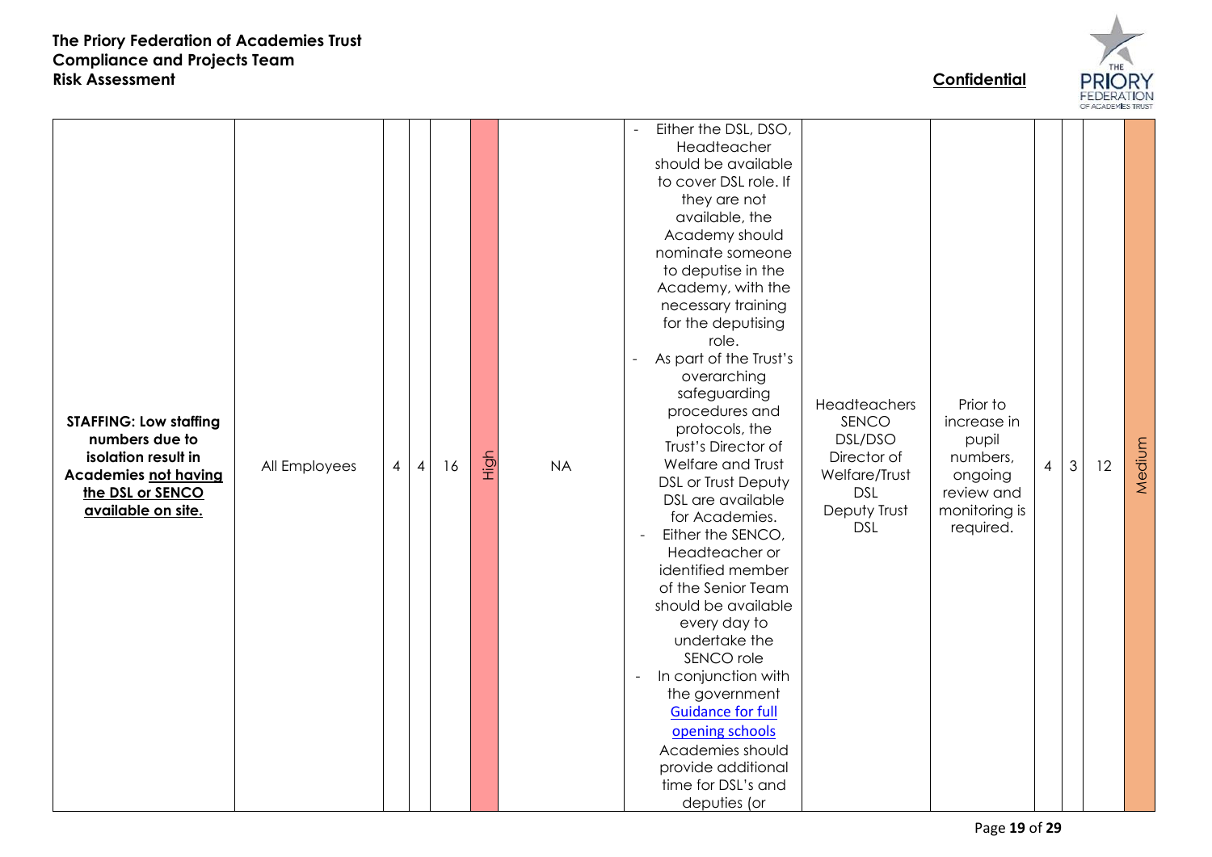| | | | | | | | | | | | | | |
|---|---|---|---|---|---|---|---|---|---|---|---|---|---|
| **STAFFING: Low staffing numbers due to isolation result in Academies <u>not having the DSL or SENCO available on site.</u>** | All Employees | 4 | 4 | 16 | High | NA | - Either the DSL, DSO, Headteacher should be available to cover DSL role. If they are not available, the Academy should nominate someone to deputise in the Academy, with the necessary training for the deputising role.<br>- As part of the Trust's overarching safeguarding procedures and protocols, the Trust's Director of Welfare and Trust DSL or Trust Deputy DSL are available for Academies.<br>- Either the SENCO, Headteacher or identified member of the Senior Team should be available every day to undertake the SENCO role<br>- In conjunction with the government [Guidance for full opening schools]() Academies should provide additional time for DSL's and deputies (or | Headteachers<br>SENCO<br>DSL/DSO<br>Director of Welfare/Trust DSL<br>Deputy Trust DSL | Prior to increase in pupil numbers, ongoing review and monitoring is required. | 4 | 3 | 12 | Medium |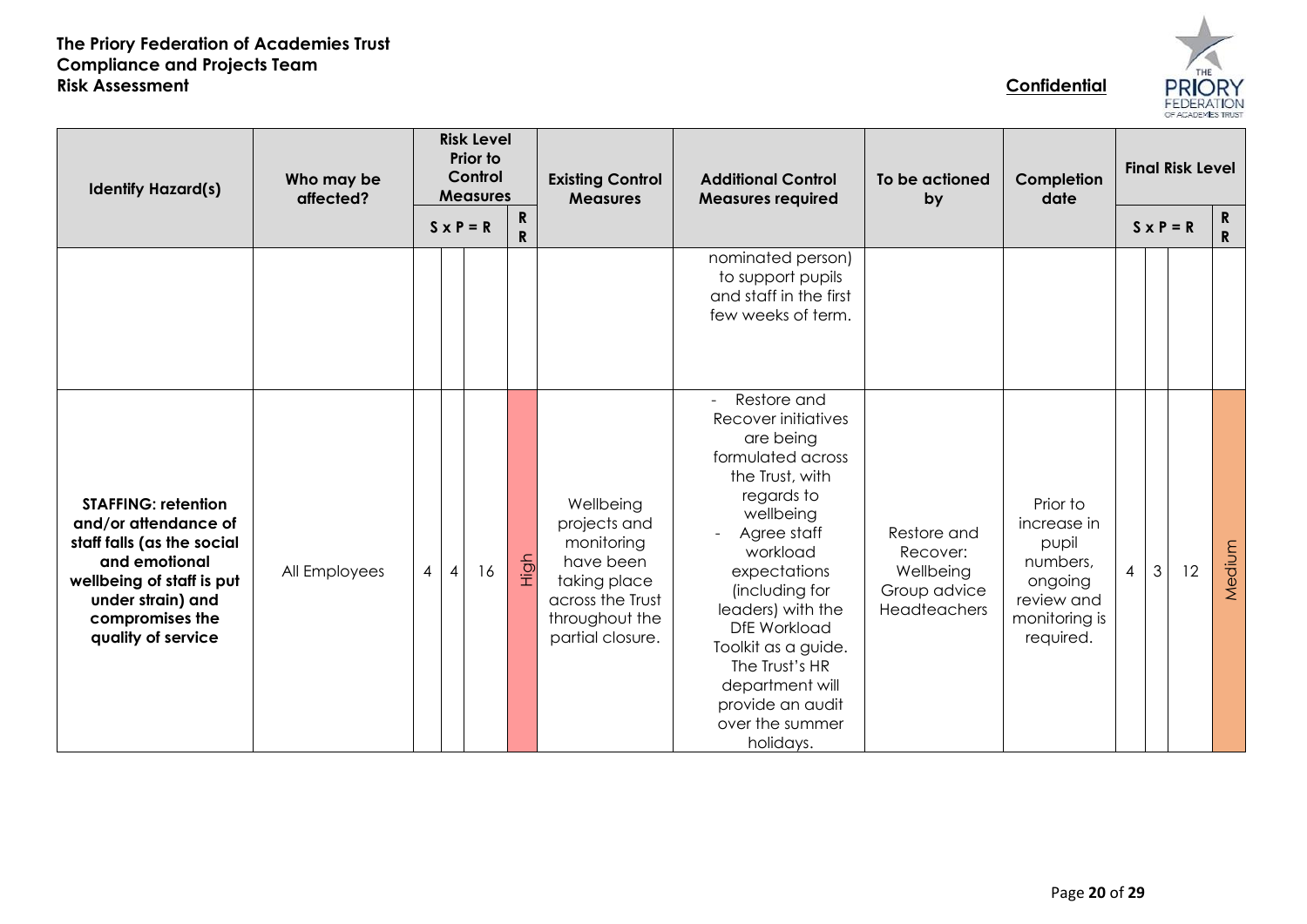| Identify Hazard(s) | Who may be affected? | Risk Level Prior to Control Measures | | | | Existing Control Measures | Additional Control Measures required | To be actioned by | Completion date | Final Risk Level | | | |
|---|---|---|---|---|---|---|---|---|---|---|---|---|---|
| | | S | x P | = R | RR | | | | | S | x P | = R | RR |
| | | | | | | | nominated person) to support pupils and staff in the first few weeks of term. | | | | | | |
| **STAFFING: retention and/or attendance of staff falls (as the social and emotional wellbeing of staff is put under strain) and compromises the quality of service** | All Employees | 4 | 4 | 16 | High | Wellbeing projects and monitoring have been taking place across the Trust throughout the partial closure. | - Restore and Recover initiatives are being formulated across the Trust, with regards to wellbeing<br>- Agree staff workload expectations (including for leaders) with the DfE Workload Toolkit as a guide. The Trust's HR department will provide an audit over the summer holidays. | Restore and Recover: Wellbeing Group advice Headteachers | Prior to increase in pupil numbers, ongoing review and monitoring is required. | 4 | 3 | 12 | Medium |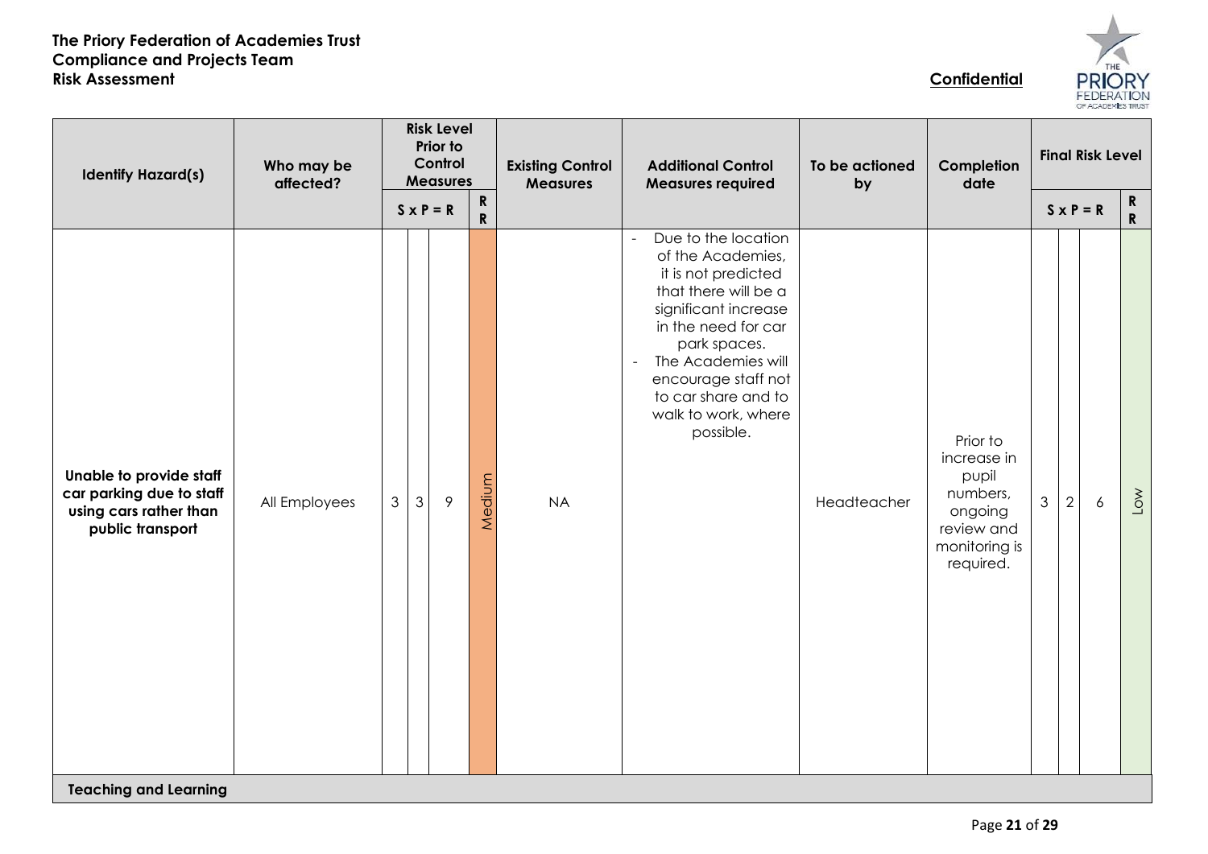**The Priory Federation of Academies Trust**
**Compliance and Projects Team**
**Risk Assessment**

**Confidential**

| Identify Hazard(s) | Who may be affected? | Risk Level Prior to Control Measures | | | | Existing Control Measures | Additional Control Measures required | To be actioned by | Completion date | Final Risk Level | | | |
|---|---|---|---|---|---|---|---|---|---|---|---|---|---|
| | | S x P = R | | | RR | | | | | S x P = R | | | RR |
| **Unable to provide staff car parking due to staff using cars rather than public transport** | All Employees | 3 | 3 | 9 | Medium | NA | - Due to the location of the Academies, it is not predicted that there will be a significant increase in the need for car park spaces.<br>- The Academies will encourage staff not to car share and to walk to work, where possible. | Headteacher | Prior to increase in pupil numbers, ongoing review and monitoring is required. | 3 | 2 | 6 | Low |
| **Teaching and Learning** | | | | | | | | | | | | | |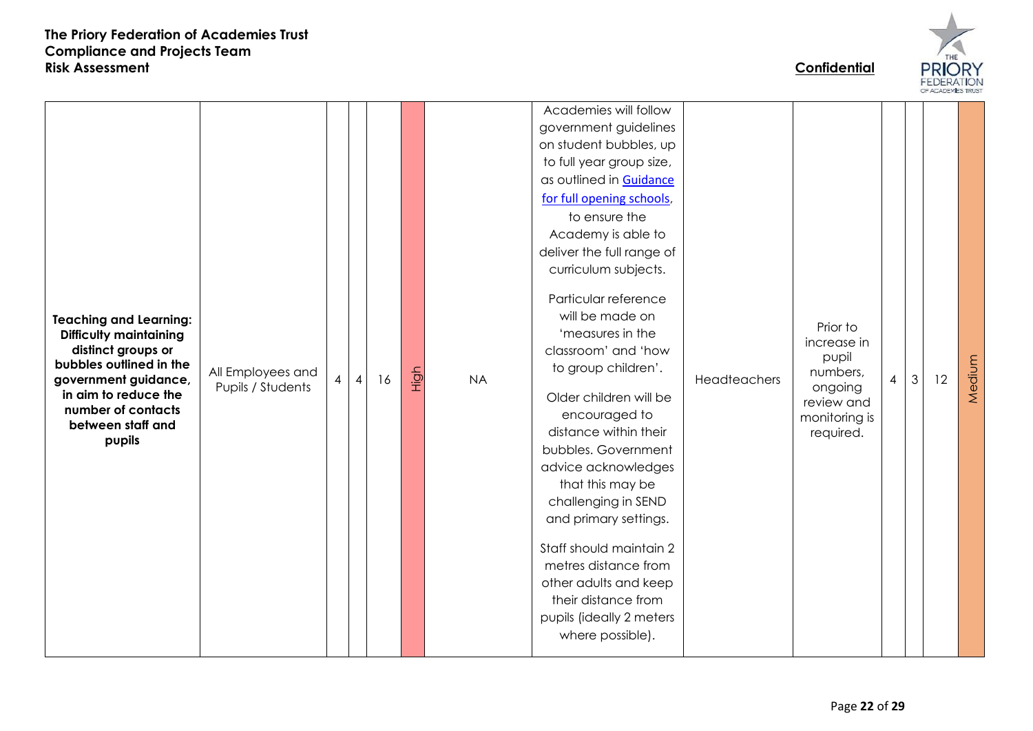| Teaching and Learning: Difficulty maintaining distinct groups or bubbles outlined in the government guidance, in aim to reduce the number of contacts between staff and pupils | All Employees and Pupils / Students | 4 | 4 | 16 | High | NA | Academies will follow government guidelines on student bubbles, up to full year group size, as outlined in [Guidance for full opening schools](), to ensure the Academy is able to deliver the full range of curriculum subjects.<br><br>Particular reference will be made on 'measures in the classroom' and 'how to group children'.<br><br>Older children will be encouraged to distance within their bubbles. Government advice acknowledges that this may be challenging in SEND and primary settings.<br><br>Staff should maintain 2 metres distance from other adults and keep their distance from pupils (ideally 2 meters where possible). | Headteachers | Prior to increase in pupil numbers, ongoing review and monitoring is required. | 4 | 3 | 12 | Medium |
|---|---|---|---|---|---|---|---|---|---|---|---|---|---|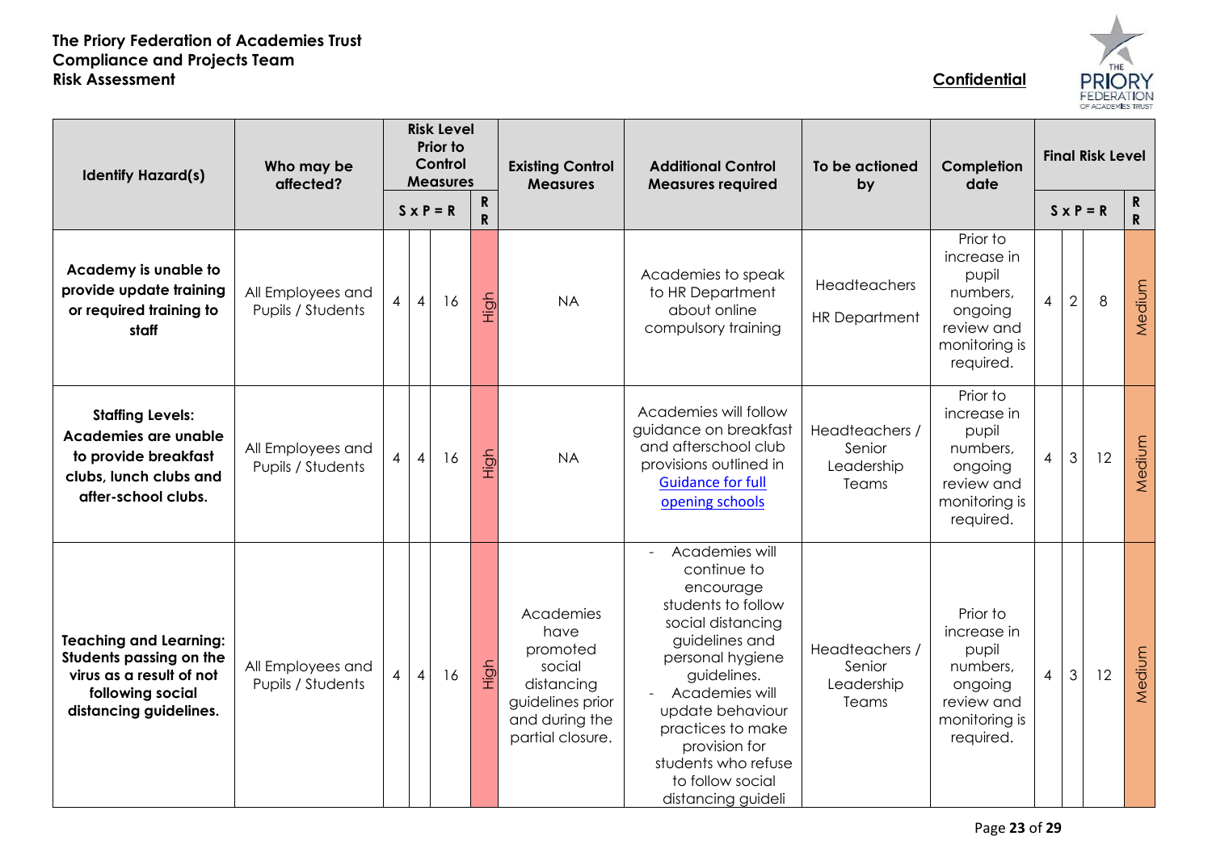**The Priory Federation of Academies Trust**
**Compliance and Projects Team**
**Risk Assessment**

**Confidential**

| Identify Hazard(s) | Who may be affected? | Risk Level Prior to Control Measures | | | | Existing Control Measures | Additional Control Measures required | To be actioned by | Completion date | Final Risk Level | | | |
|---|---|---|---|---|---|---|---|---|---|---|---|---|---|
| | | S | x P | = R | RR | | | | | S | x P | = R | RR |
| **Academy is unable to provide update training or required training to staff** | All Employees and Pupils / Students | 4 | 4 | 16 | High | NA | Academies to speak to HR Department about online compulsory training | Headteachers<br>HR Department | Prior to increase in pupil numbers, ongoing review and monitoring is required. | 4 | 2 | 8 | Medium |
| **Staffing Levels: Academies are unable to provide breakfast clubs, lunch clubs and after-school clubs.** | All Employees and Pupils / Students | 4 | 4 | 16 | High | NA | Academies will follow guidance on breakfast and afterschool club provisions outlined in Guidance for full opening schools | Headteachers / Senior Leadership Teams | Prior to increase in pupil numbers, ongoing review and monitoring is required. | 4 | 3 | 12 | Medium |
| **Teaching and Learning: Students passing on the virus as a result of not following social distancing guidelines.** | All Employees and Pupils / Students | 4 | 4 | 16 | High | Academies have promoted social distancing guidelines prior and during the partial closure. | - Academies will continue to encourage students to follow social distancing guidelines and personal hygiene guidelines.<br>- Academies will update behaviour practices to make provision for students who refuse to follow social distancing guideli | Headteachers / Senior Leadership Teams | Prior to increase in pupil numbers, ongoing review and monitoring is required. | 4 | 3 | 12 | Medium |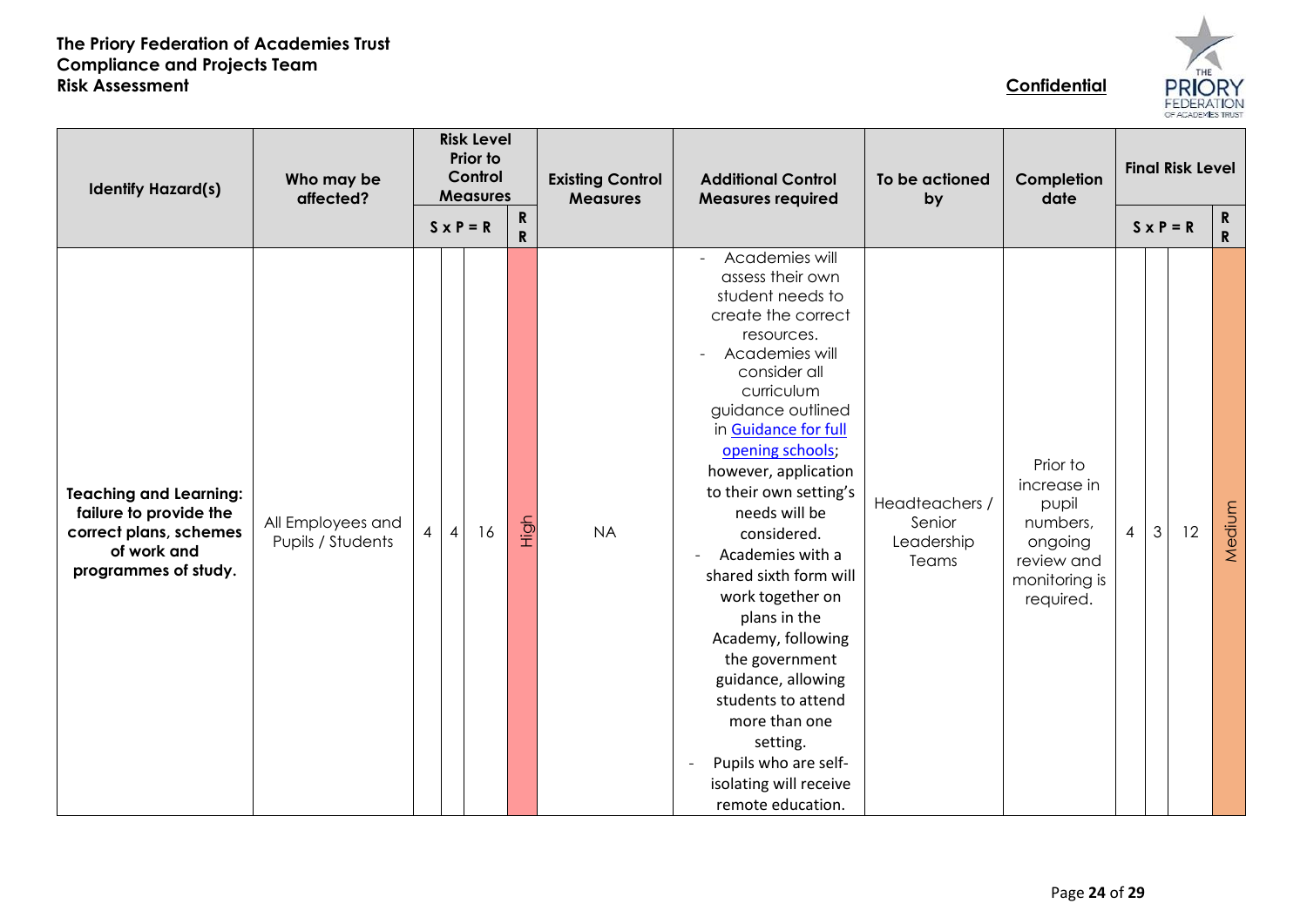**The Priory Federation of Academies Trust**
**Compliance and Projects Team**
**Risk Assessment**

**Confidential**

| Identify Hazard(s) | Who may be affected? | Risk Level Prior to Control Measures | | | | Existing Control Measures | Additional Control Measures required | To be actioned by | Completion date | Final Risk Level | | | |
|---|---|---|---|---|---|---|---|---|---|---|---|---|---|
| | | S | P | R | RR | | | | | S | P | R | RR |
| **Teaching and Learning: failure to provide the correct plans, schemes of work and programmes of study.** | All Employees and Pupils / Students | 4 | 4 | 16 | High | NA | - Academies will assess their own student needs to create the correct resources.<br>- Academies will consider all curriculum guidance outlined in Guidance for full opening schools; however, application to their own setting's needs will be considered.<br>- Academies with a shared sixth form will work together on plans in the Academy, following the government guidance, allowing students to attend more than one setting.<br>- Pupils who are self-isolating will receive remote education. | Headteachers / Senior Leadership Teams | Prior to increase in pupil numbers, ongoing review and monitoring is required. | 4 | 3 | 12 | Medium |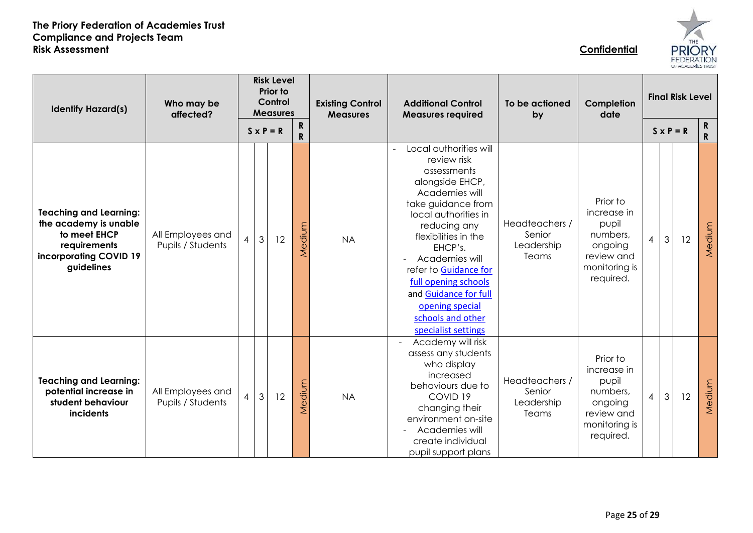**The Priory Federation of Academies Trust**
**Compliance and Projects Team**
**Risk Assessment**

**Confidential**

| Identify Hazard(s) | Who may be affected? | Risk Level Prior to Control Measures | | | | Existing Control Measures | Additional Control Measures required | To be actioned by | Completion date | Final Risk Level | | | |
|---|---|---|---|---|---|---|---|---|---|---|---|---|---|
| | | S | P | R | RR | | | | | S | P | R | RR |
| **Teaching and Learning: the academy is unable to meet EHCP requirements incorporating COVID 19 guidelines** | All Employees and Pupils / Students | 4 | 3 | 12 | Medium | NA | - Local authorities will review risk assessments alongside EHCP, Academies will take guidance from local authorities in reducing any flexibilities in the EHCP's.<br>- Academies will refer to Guidance for full opening schools and Guidance for full opening special schools and other specialist settings | Headteachers / Senior Leadership Teams | Prior to increase in pupil numbers, ongoing review and monitoring is required. | 4 | 3 | 12 | Medium |
| **Teaching and Learning: potential increase in student behaviour incidents** | All Employees and Pupils / Students | 4 | 3 | 12 | Medium | NA | - Academy will risk assess any students who display increased behaviours due to COVID 19 changing their environment on-site<br>- Academies will create individual pupil support plans | Headteachers / Senior Leadership Teams | Prior to increase in pupil numbers, ongoing review and monitoring is required. | 4 | 3 | 12 | Medium |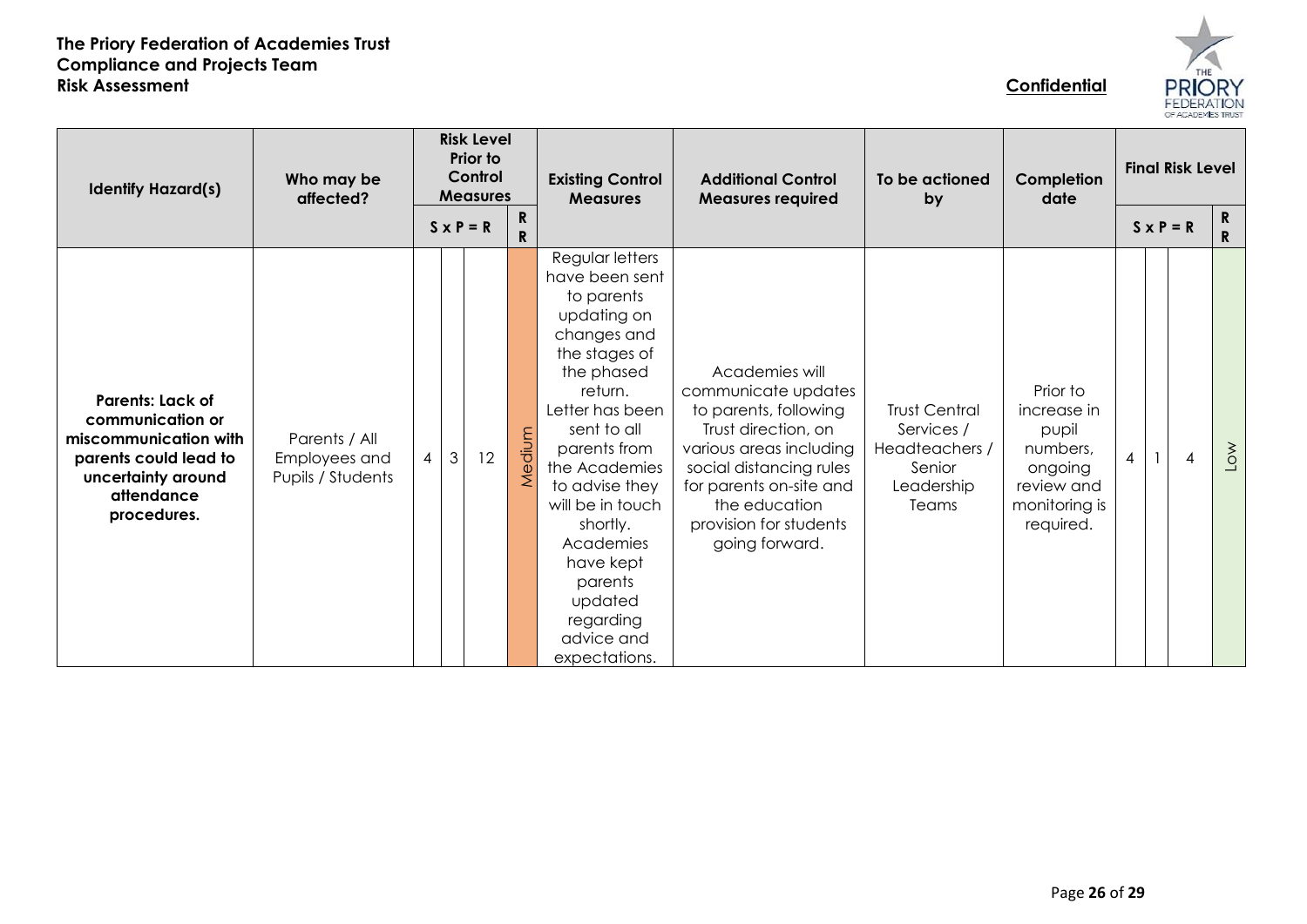**The Priory Federation of Academies Trust**
**Compliance and Projects Team**
**Risk Assessment**

**Confidential**

| Identify Hazard(s) | Who may be affected? | Risk Level Prior to Control Measures | | | | Existing Control Measures | Additional Control Measures required | To be actioned by | Completion date | Final Risk Level | | | |
|---|---|---|---|---|---|---|---|---|---|---|---|---|---|
| | | S | P | R | RR | | | | | S | P | R | RR |
| **Parents: Lack of communication or miscommunication with parents could lead to uncertainty around attendance procedures.** | Parents / All Employees and Pupils / Students | 4 | 3 | 12 | Medium | Regular letters have been sent to parents updating on changes and the stages of the phased return. Letter has been sent to all parents from the Academies to advise they will be in touch shortly. Academies have kept parents updated regarding advice and expectations. | Academies will communicate updates to parents, following Trust direction, on various areas including social distancing rules for parents on-site and the education provision for students going forward. | Trust Central Services / Headteachers / Senior Leadership Teams | Prior to increase in pupil numbers, ongoing review and monitoring is required. | 4 | 1 | 4 | Low |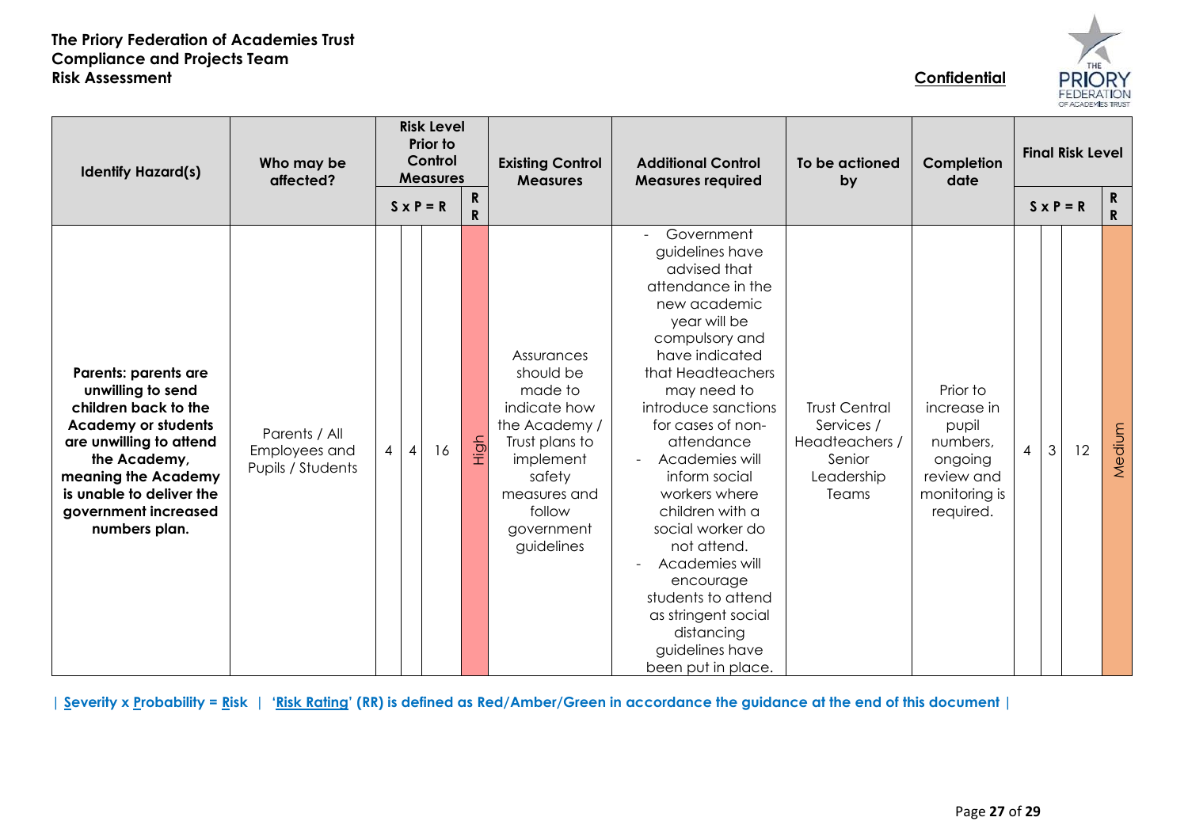**The Priory Federation of Academies Trust**
**Compliance and Projects Team**
**Risk Assessment**

**Confidential**

| Identify Hazard(s) | Who may be affected? | Risk Level Prior to Control Measures | | | | Existing Control Measures | Additional Control Measures required | To be actioned by | Completion date | Final Risk Level | | | |
|---|---|---|---|---|---|---|---|---|---|---|---|---|---|
| | | S | P | R | RR | | | | | S | P | R | RR |
| **Parents: parents are unwilling to send children back to the Academy or students are unwilling to attend the Academy, meaning the Academy is unable to deliver the government increased numbers plan.** | Parents / All Employees and Pupils / Students | 4 | 4 | 16 | High | Assurances should be made to indicate how the Academy / Trust plans to implement safety measures and follow government guidelines | - Government guidelines have advised that attendance in the new academic year will be compulsory and have indicated that Headteachers may need to introduce sanctions for cases of non-attendance<br>- Academies will inform social workers where children with a social worker do not attend.<br>- Academies will encourage students to attend as stringent social distancing guidelines have been put in place. | Trust Central Services / Headteachers / Senior Leadership Teams | Prior to increase in pupil numbers, ongoing review and monitoring is required. | 4 | 3 | 12 | Medium |

**| Severity x Probability = Risk | 'Risk Rating' (RR) is defined as Red/Amber/Green in accordance the guidance at the end of this document |**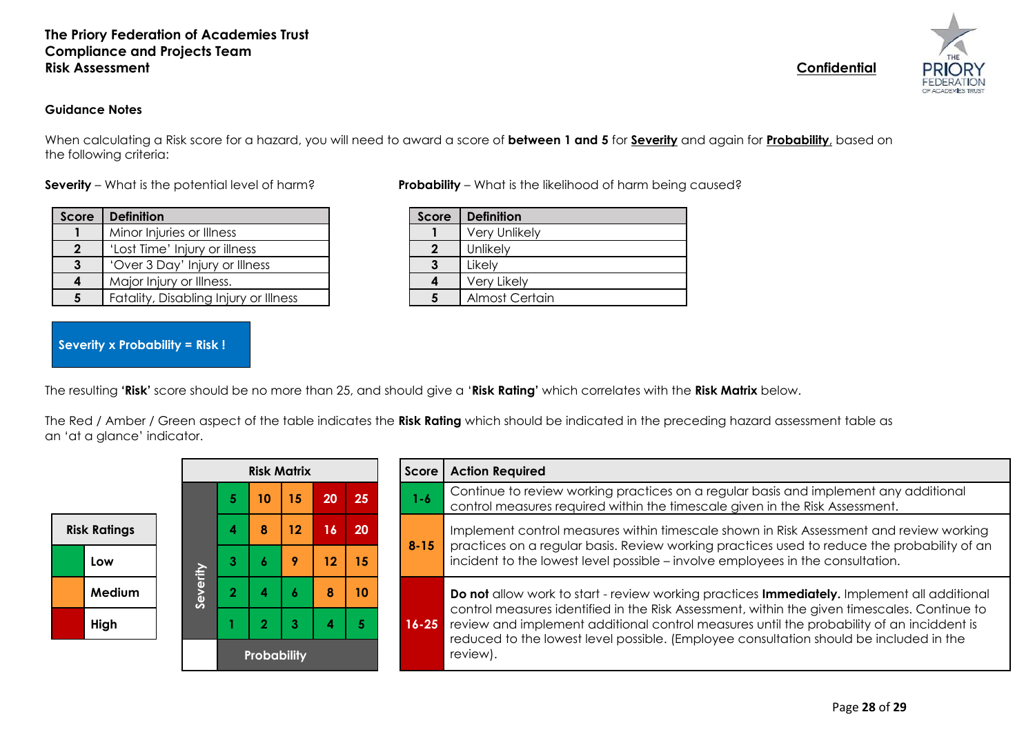**The Priory Federation of Academies Trust**
**Compliance and Projects Team**
**Risk Assessment**

**Confidential**

### Guidance Notes

When calculating a Risk score for a hazard, you will need to award a score of **between 1 and 5** for **Severity** and again for **Probability**, based on the following criteria:

**Severity** – What is the potential level of harm?

| Score | Definition |
|---|---|
| **1** | Minor Injuries or Illness |
| **2** | 'Lost Time' Injury or illness |
| **3** | 'Over 3 Day' Injury or Illness |
| **4** | Major Injury or Illness. |
| **5** | Fatality, Disabling Injury or Illness |

**Probability** – What is the likelihood of harm being caused?

| Score | Definition |
|---|---|
| **1** | Very Unlikely |
| **2** | Unlikely |
| **3** | Likely |
| **4** | Very Likely |
| **5** | Almost Certain |

**Severity x Probability = Risk !**

The resulting **'Risk'** score should be no more than 25, and should give a '**Risk Rating'** which correlates with the **Risk Matrix** below.

The Red / Amber / Green aspect of the table indicates the **Risk Rating** which should be indicated in the preceding hazard assessment table as an 'at a glance' indicator.

| Risk Ratings | |
|---|---|
| Green | Low |
| Amber | Medium |
| Red | High |

**Risk Matrix**

| Severity | | | | | |
|---|---|---|---|---|---|
| 5 | 5 | 10 | 15 | 20 | 25 |
| 4 | 4 | 8 | 12 | 16 | 20 |
| 3 | 3 | 6 | 9 | 12 | 15 |
| 2 | 2 | 4 | 6 | 8 | 10 |
| 1 | 1 | 2 | 3 | 4 | 5 |
| **Probability** | 1 | 2 | 3 | 4 | 5 |

| Score | Action Required |
|---|---|
| **1-6** | Continue to review working practices on a regular basis and implement any additional control measures required within the timescale given in the Risk Assessment. |
| **8-15** | Implement control measures within timescale shown in Risk Assessment and review working practices on a regular basis. Review working practices used to reduce the probability of an incident to the lowest level possible – involve employees in the consultation. |
| **16-25** | **Do not** allow work to start - review working practices **Immediately.** Implement all additional control measures identified in the Risk Assessment, within the given timescales. Continue to review and implement additional control measures until the probability of an incident is reduced to the lowest level possible. (Employee consultation should be included in the review). |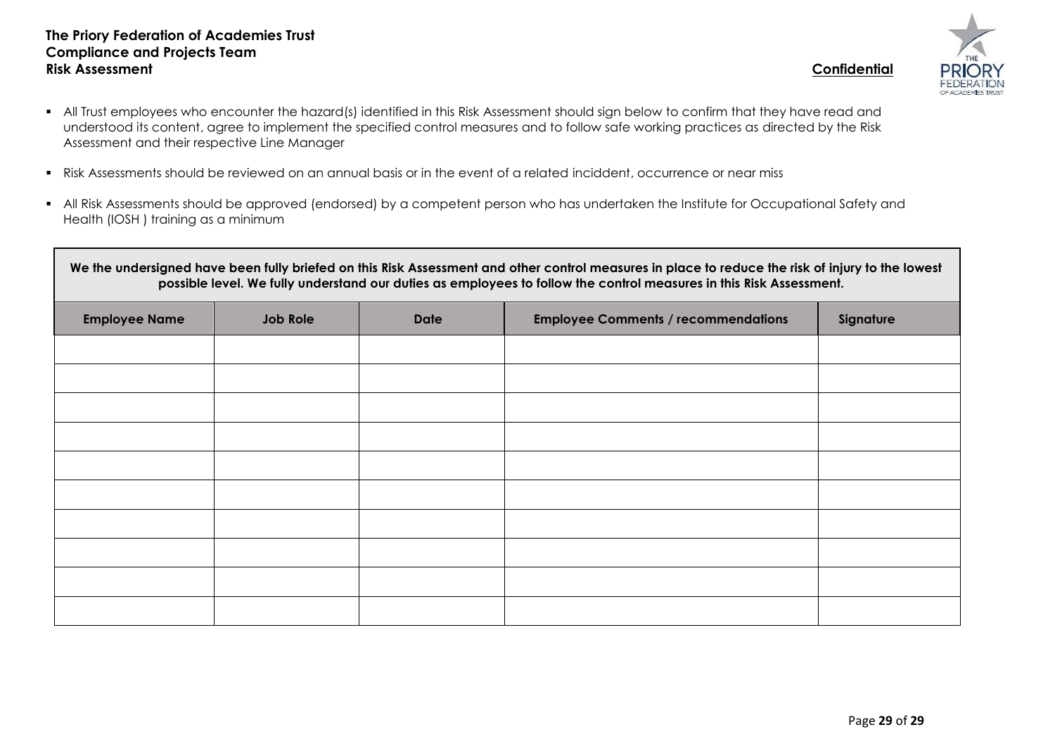- All Trust employees who encounter the hazard(s) identified in this Risk Assessment should sign below to confirm that they have read and understood its content, agree to implement the specified control measures and to follow safe working practices as directed by the Risk Assessment and their respective Line Manager

- Risk Assessments should be reviewed on an annual basis or in the event of a related inciddent, occurrence or near miss

- All Risk Assessments should be approved (endorsed) by a competent person who has undertaken the Institute for Occupational Safety and Health (IOSH ) training as a minimum

**We the undersigned have been fully briefed on this Risk Assessment and other control measures in place to reduce the risk of injury to the lowest possible level. We fully understand our duties as employees to follow the control measures in this Risk Assessment.**

| Employee Name | Job Role | Date | Employee Comments / recommendations | Signature |
|---|---|---|---|---|
| | | | | |
| | | | | |
| | | | | |
| | | | | |
| | | | | |
| | | | | |
| | | | | |
| | | | | |
| | | | | |
| | | | | |